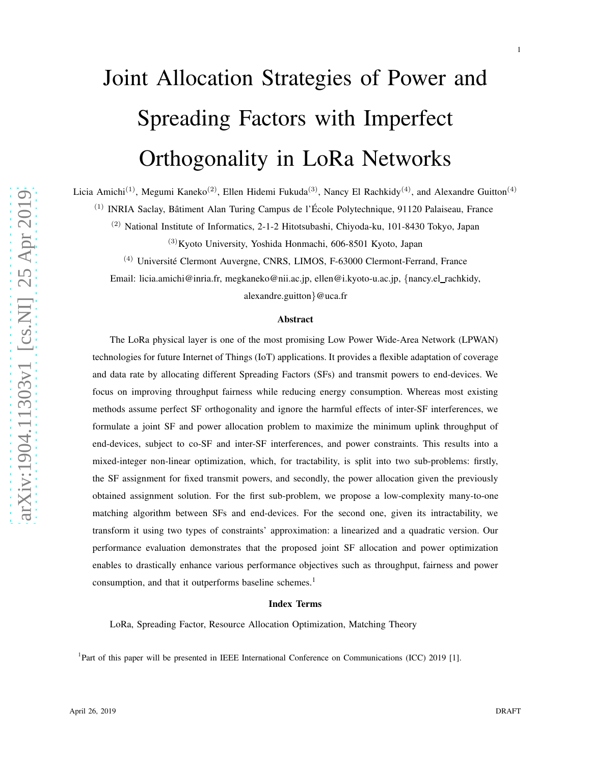# Joint Allocation Strategies of Power and Spreading Factors with Imperfect Orthogonality in LoRa Networks

Licia Amichi[(1)], Megumi Kaneko[(2)], Ellen Hidemi Fukuda[(3)], Nancy El Rachkidy[(4)], and Alexandre Guitton[(4)]

[(1)] INRIA Saclay, Bâtiment Alan Turing Campus de l'École Polytechnique, 91120 Palaiseau, France

[(2)] National Institute of Informatics, 2-1-2 Hitotsubashi, Chiyoda-ku, 101-8430 Tokyo, Japan

[(3)] Kyoto University, Yoshida Honmachi, 606-8501 Kyoto, Japan

[(4)] Université Clermont Auvergne, CNRS, LIMOS, F-63000 Clermont-Ferrand, France

Email: licia.amichi@inria.fr, megkaneko@nii.ac.jp, ellen@i.kyoto-u.ac.jp, {nancy.el_rachkidy, alexandre.guitton}@uca.fr

## Abstract

The LoRa physical layer is one of the most promising Low Power Wide-Area Network (LPWAN) technologies for future Internet of Things (IoT) applications. It provides a flexible adaptation of coverage and data rate by allocating different Spreading Factors (SFs) and transmit powers to end-devices. We focus on improving throughput fairness while reducing energy consumption. Whereas most existing methods assume perfect SF orthogonality and ignore the harmful effects of inter-SF interferences, we formulate a joint SF and power allocation problem to maximize the minimum uplink throughput of end-devices, subject to co-SF and inter-SF interferences, and power constraints. This results into a mixed-integer non-linear optimization, which, for tractability, is split into two sub-problems: firstly, the SF assignment for fixed transmit powers, and secondly, the power allocation given the previously obtained assignment solution. For the first sub-problem, we propose a low-complexity many-to-one matching algorithm between SFs and end-devices. For the second one, given its intractability, we transform it using two types of constraints' approximation: a linearized and a quadratic version. Our performance evaluation demonstrates that the proposed joint SF allocation and power optimization enables to drastically enhance various performance objectives such as throughput, fairness and power consumption, and that it outperforms baseline schemes.[1]

## Index Terms

LoRa, Spreading Factor, Resource Allocation Optimization, Matching Theory

[1]Part of this paper will be presented in IEEE International Conference on Communications (ICC) 2019 [1].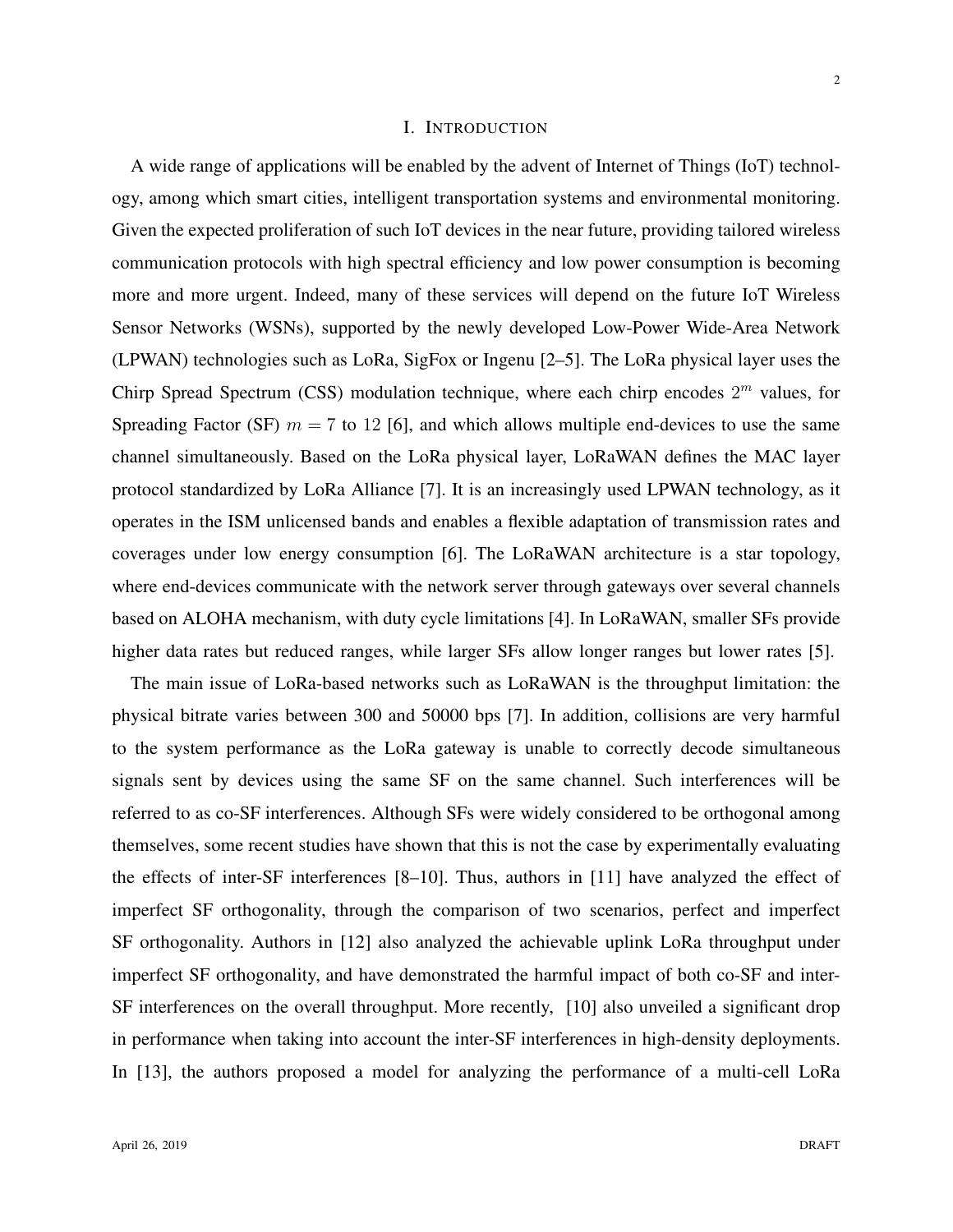# I. Introduction

A wide range of applications will be enabled by the advent of Internet of Things (IoT) technology, among which smart cities, intelligent transportation systems and environmental monitoring. Given the expected proliferation of such IoT devices in the near future, providing tailored wireless communication protocols with high spectral efficiency and low power consumption is becoming more and more urgent. Indeed, many of these services will depend on the future IoT Wireless Sensor Networks (WSNs), supported by the newly developed Low-Power Wide-Area Network (LPWAN) technologies such as LoRa, SigFox or Ingenu [2–5]. The LoRa physical layer uses the Chirp Spread Spectrum (CSS) modulation technique, where each chirp encodes $2^m$ values, for Spreading Factor (SF) $m = 7$ to $12$ [6], and which allows multiple end-devices to use the same channel simultaneously. Based on the LoRa physical layer, LoRaWAN defines the MAC layer protocol standardized by LoRa Alliance [7]. It is an increasingly used LPWAN technology, as it operates in the ISM unlicensed bands and enables a flexible adaptation of transmission rates and coverages under low energy consumption [6]. The LoRaWAN architecture is a star topology, where end-devices communicate with the network server through gateways over several channels based on ALOHA mechanism, with duty cycle limitations [4]. In LoRaWAN, smaller SFs provide higher data rates but reduced ranges, while larger SFs allow longer ranges but lower rates [5].

The main issue of LoRa-based networks such as LoRaWAN is the throughput limitation: the physical bitrate varies between 300 and 50000 bps [7]. In addition, collisions are very harmful to the system performance as the LoRa gateway is unable to correctly decode simultaneous signals sent by devices using the same SF on the same channel. Such interferences will be referred to as co-SF interferences. Although SFs were widely considered to be orthogonal among themselves, some recent studies have shown that this is not the case by experimentally evaluating the effects of inter-SF interferences [8–10]. Thus, authors in [11] have analyzed the effect of imperfect SF orthogonality, through the comparison of two scenarios, perfect and imperfect SF orthogonality. Authors in [12] also analyzed the achievable uplink LoRa throughput under imperfect SF orthogonality, and have demonstrated the harmful impact of both co-SF and inter-SF interferences on the overall throughput. More recently, [10] also unveiled a significant drop in performance when taking into account the inter-SF interferences in high-density deployments. In [13], the authors proposed a model for analyzing the performance of a multi-cell LoRa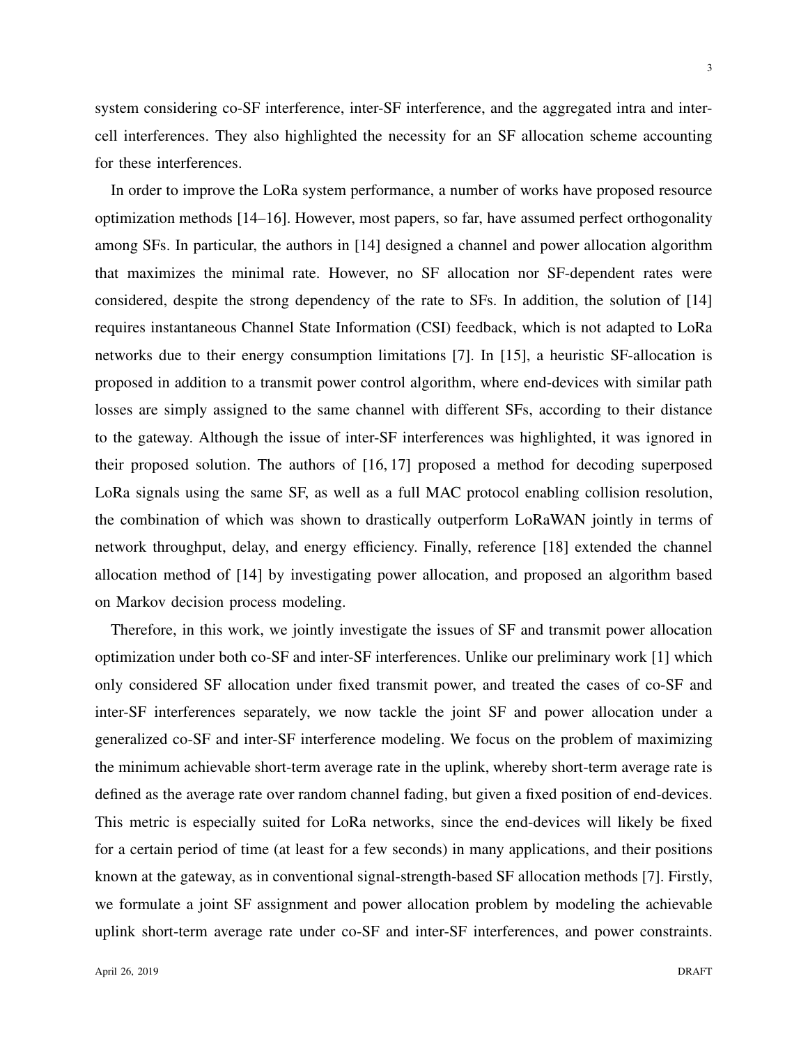system considering co-SF interference, inter-SF interference, and the aggregated intra and inter-cell interferences. They also highlighted the necessity for an SF allocation scheme accounting for these interferences.

In order to improve the LoRa system performance, a number of works have proposed resource optimization methods [14–16]. However, most papers, so far, have assumed perfect orthogonality among SFs. In particular, the authors in [14] designed a channel and power allocation algorithm that maximizes the minimal rate. However, no SF allocation nor SF-dependent rates were considered, despite the strong dependency of the rate to SFs. In addition, the solution of [14] requires instantaneous Channel State Information (CSI) feedback, which is not adapted to LoRa networks due to their energy consumption limitations [7]. In [15], a heuristic SF-allocation is proposed in addition to a transmit power control algorithm, where end-devices with similar path losses are simply assigned to the same channel with different SFs, according to their distance to the gateway. Although the issue of inter-SF interferences was highlighted, it was ignored in their proposed solution. The authors of [16, 17] proposed a method for decoding superposed LoRa signals using the same SF, as well as a full MAC protocol enabling collision resolution, the combination of which was shown to drastically outperform LoRaWAN jointly in terms of network throughput, delay, and energy efficiency. Finally, reference [18] extended the channel allocation method of [14] by investigating power allocation, and proposed an algorithm based on Markov decision process modeling.

Therefore, in this work, we jointly investigate the issues of SF and transmit power allocation optimization under both co-SF and inter-SF interferences. Unlike our preliminary work [1] which only considered SF allocation under fixed transmit power, and treated the cases of co-SF and inter-SF interferences separately, we now tackle the joint SF and power allocation under a generalized co-SF and inter-SF interference modeling. We focus on the problem of maximizing the minimum achievable short-term average rate in the uplink, whereby short-term average rate is defined as the average rate over random channel fading, but given a fixed position of end-devices. This metric is especially suited for LoRa networks, since the end-devices will likely be fixed for a certain period of time (at least for a few seconds) in many applications, and their positions known at the gateway, as in conventional signal-strength-based SF allocation methods [7]. Firstly, we formulate a joint SF assignment and power allocation problem by modeling the achievable uplink short-term average rate under co-SF and inter-SF interferences, and power constraints.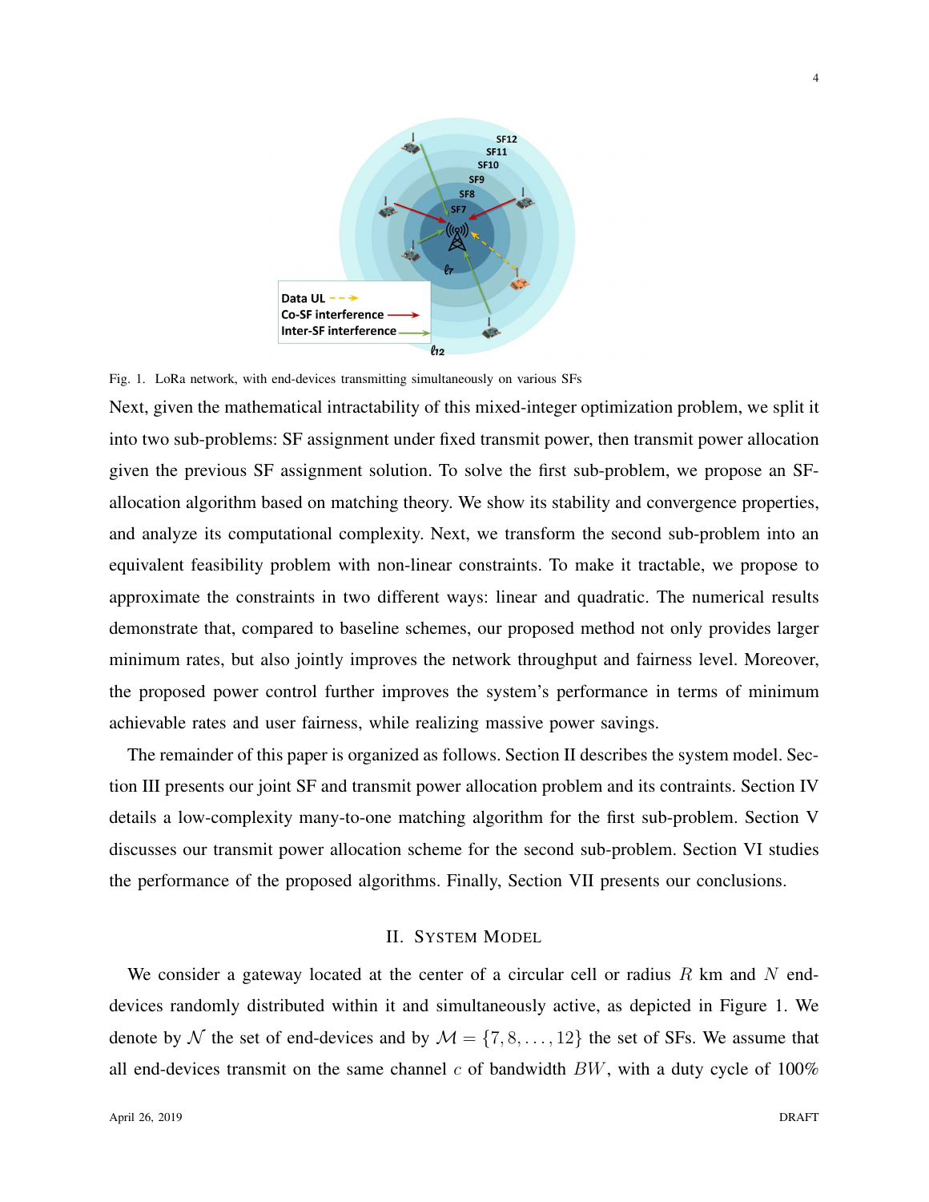Fig. 1. LoRa network, with end-devices transmitting simultaneously on various SFs

Next, given the mathematical intractability of this mixed-integer optimization problem, we split it into two sub-problems: SF assignment under fixed transmit power, then transmit power allocation given the previous SF assignment solution. To solve the first sub-problem, we propose an SF-allocation algorithm based on matching theory. We show its stability and convergence properties, and analyze its computational complexity. Next, we transform the second sub-problem into an equivalent feasibility problem with non-linear constraints. To make it tractable, we propose to approximate the constraints in two different ways: linear and quadratic. The numerical results demonstrate that, compared to baseline schemes, our proposed method not only provides larger minimum rates, but also jointly improves the network throughput and fairness level. Moreover, the proposed power control further improves the system's performance in terms of minimum achievable rates and user fairness, while realizing massive power savings.

The remainder of this paper is organized as follows. Section II describes the system model. Section III presents our joint SF and transmit power allocation problem and its contraints. Section IV details a low-complexity many-to-one matching algorithm for the first sub-problem. Section V discusses our transmit power allocation scheme for the second sub-problem. Section VI studies the performance of the proposed algorithms. Finally, Section VII presents our conclusions.

## II. System Model

We consider a gateway located at the center of a circular cell or radius $R$ km and $N$ end-devices randomly distributed within it and simultaneously active, as depicted in Figure 1. We denote by $\mathcal{N}$ the set of end-devices and by $\mathcal{M} = \{7, 8, \ldots, 12\}$ the set of SFs. We assume that all end-devices transmit on the same channel $c$ of bandwidth $BW$, with a duty cycle of 100%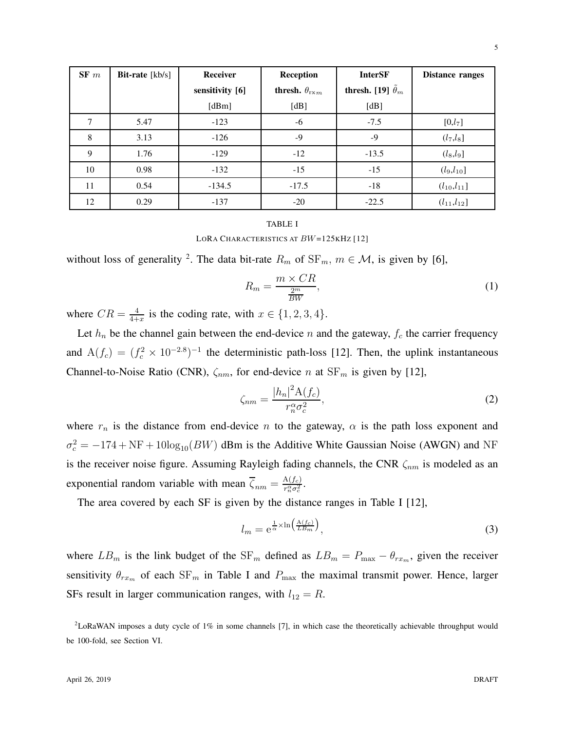| SF $m$ | Bit-rate [kb/s] | Receiver sensitivity [6] [dBm] | Reception thresh. $\theta_{\mathrm{rx}m}$ [dB] | InterSF thresh. [19] $\tilde{\theta}_m$ [dB] | Distance ranges |
|---|---|---|---|---|---|
| 7 | 5.47 | -123 | -6 | -7.5 | $[0,l_7]$ |
| 8 | 3.13 | -126 | -9 | -9 | $(l_7,l_8]$ |
| 9 | 1.76 | -129 | -12 | -13.5 | $(l_8,l_9]$ |
| 10 | 0.98 | -132 | -15 | -15 | $(l_9,l_{10}]$ |
| 11 | 0.54 | -134.5 | -17.5 | -18 | $(l_{10},l_{11}]$ |
| 12 | 0.29 | -137 | -20 | -22.5 | $(l_{11},l_{12}]$ |

TABLE I

LoRa Characteristics at $BW$=125kHz [12]

without loss of generality [2]. The data bit-rate $R_m$ of $\mathrm{SF}_m$, $m \in \mathcal{M}$, is given by [6],

$$R_m = \frac{m \times CR}{\frac{2^m}{BW}}, \tag{1}$$

where $CR = \frac{4}{4+x}$ is the coding rate, with $x \in \{1, 2, 3, 4\}$.

Let $h_n$ be the channel gain between the end-device $n$ and the gateway, $f_c$ the carrier frequency and $\mathrm{A}(f_c) = (f_c^2 \times 10^{-2.8})^{-1}$ the deterministic path-loss [12]. Then, the uplink instantaneous Channel-to-Noise Ratio (CNR), $\zeta_{nm}$, for end-device $n$ at $\mathrm{SF}_m$ is given by [12],

$$\zeta_{nm} = \frac{|h_n|^2 \mathrm{A}(f_c)}{r_n^{\alpha} \sigma_c^2}, \tag{2}$$

where $r_n$ is the distance from end-device $n$ to the gateway, $\alpha$ is the path loss exponent and $\sigma_c^2 = -174 + \mathrm{NF} + 10\log_{10}(BW)$ dBm is the Additive White Gaussian Noise (AWGN) and $\mathrm{NF}$ is the receiver noise figure. Assuming Rayleigh fading channels, the CNR $\zeta_{nm}$ is modeled as an exponential random variable with mean $\overline{\zeta}_{nm} = \frac{\mathrm{A}(f_c)}{r_n^{\alpha} \sigma_c^2}$.

The area covered by each SF is given by the distance ranges in Table I [12],

$$l_m = \mathrm{e}^{\frac{1}{\alpha} \times \ln\left(\frac{\mathrm{A}(f_c)}{LB_m}\right)}, \tag{3}$$

where $LB_m$ is the link budget of the $\mathrm{SF}_m$ defined as $LB_m = P_{\max} - \theta_{rx_m}$, given the receiver sensitivity $\theta_{rx_m}$ of each $\mathrm{SF}_m$ in Table I and $P_{\max}$ the maximal transmit power. Hence, larger SFs result in larger communication ranges, with $l_{12} = R$.

[2] LoRaWAN imposes a duty cycle of 1% in some channels [7], in which case the theoretically achievable throughput would be 100-fold, see Section VI.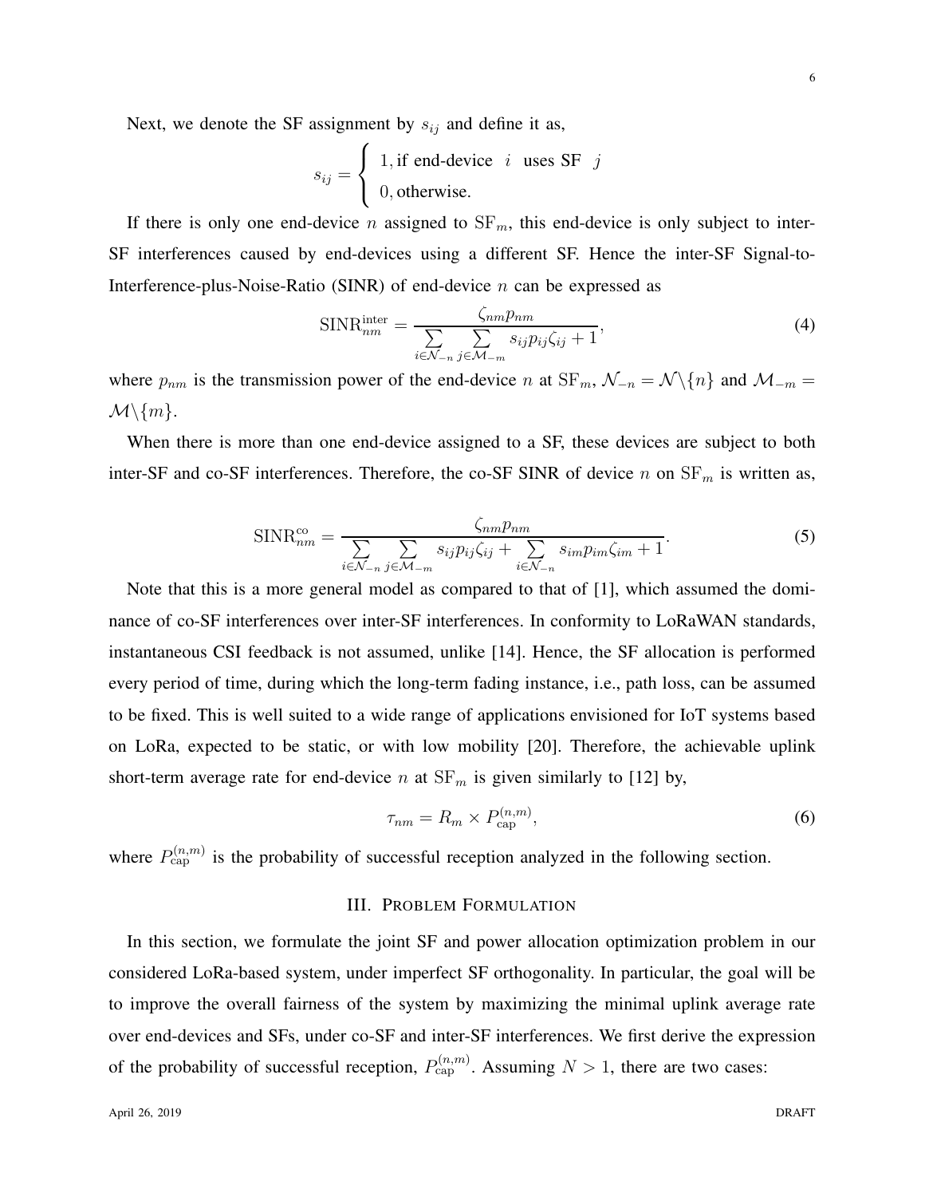Next, we denote the SF assignment by $s_{ij}$ and define it as,

$$s_{ij} = \begin{cases} 1, \text{if end-device } \ i \ \text{ uses SF } \ j \\ 0, \text{otherwise.} \end{cases}$$

If there is only one end-device $n$ assigned to $\text{SF}_m$, this end-device is only subject to inter-SF interferences caused by end-devices using a different SF. Hence the inter-SF Signal-to-Interference-plus-Noise-Ratio (SINR) of end-device $n$ can be expressed as

$$\text{SINR}_{nm}^{\text{inter}} = \frac{\zeta_{nm} p_{nm}}{\sum\limits_{i \in \mathcal{N}_{-n}} \sum\limits_{j \in \mathcal{M}_{-m}} s_{ij} p_{ij} \zeta_{ij} + 1}, \tag{4}$$

where $p_{nm}$ is the transmission power of the end-device $n$ at $\text{SF}_m$, $\mathcal{N}_{-n} = \mathcal{N} \backslash \{n\}$ and $\mathcal{M}_{-m} = \mathcal{M} \backslash \{m\}$.

When there is more than one end-device assigned to a SF, these devices are subject to both inter-SF and co-SF interferences. Therefore, the co-SF SINR of device $n$ on $\text{SF}_m$ is written as,

$$\text{SINR}_{nm}^{\text{co}} = \frac{\zeta_{nm} p_{nm}}{\sum\limits_{i \in \mathcal{N}_{-n}} \sum\limits_{j \in \mathcal{M}_{-m}} s_{ij} p_{ij} \zeta_{ij} + \sum\limits_{i \in \mathcal{N}_{-n}} s_{im} p_{im} \zeta_{im} + 1}. \tag{5}$$

Note that this is a more general model as compared to that of [1], which assumed the dominance of co-SF interferences over inter-SF interferences. In conformity to LoRaWAN standards, instantaneous CSI feedback is not assumed, unlike [14]. Hence, the SF allocation is performed every period of time, during which the long-term fading instance, i.e., path loss, can be assumed to be fixed. This is well suited to a wide range of applications envisioned for IoT systems based on LoRa, expected to be static, or with low mobility [20]. Therefore, the achievable uplink short-term average rate for end-device $n$ at $\text{SF}_m$ is given similarly to [12] by,

$$\tau_{nm} = R_m \times P_{\text{cap}}^{(n,m)}, \tag{6}$$

where $P_{\text{cap}}^{(n,m)}$ is the probability of successful reception analyzed in the following section.

## III. Problem Formulation

In this section, we formulate the joint SF and power allocation optimization problem in our considered LoRa-based system, under imperfect SF orthogonality. In particular, the goal will be to improve the overall fairness of the system by maximizing the minimal uplink average rate over end-devices and SFs, under co-SF and inter-SF interferences. We first derive the expression of the probability of successful reception, $P_{\text{cap}}^{(n,m)}$. Assuming $N > 1$, there are two cases: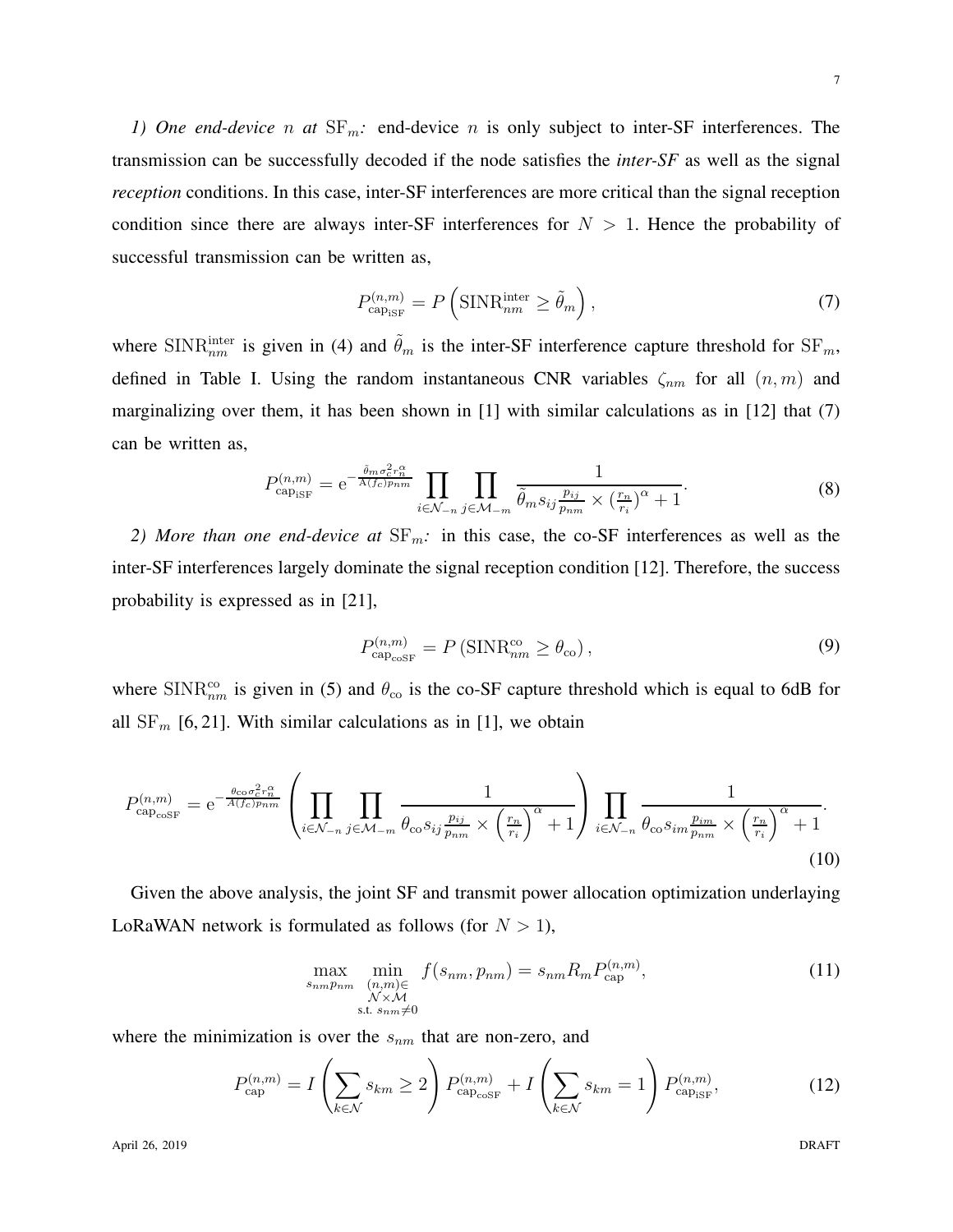*1) One end-device $n$ at $\mathrm{SF}_m$:* end-device $n$ is only subject to inter-SF interferences. The transmission can be successfully decoded if the node satisfies the *inter-SF* as well as the signal *reception* conditions. In this case, inter-SF interferences are more critical than the signal reception condition since there are always inter-SF interferences for $N > 1$. Hence the probability of successful transmission can be written as,

$$P_{\mathrm{cap}_{\mathrm{iSF}}}^{(n,m)} = P\left(\mathrm{SINR}_{nm}^{\mathrm{inter}} \geq \tilde{\theta}_m\right), \tag{7}$$

where $\mathrm{SINR}_{nm}^{\mathrm{inter}}$ is given in (4) and $\tilde{\theta}_m$ is the inter-SF interference capture threshold for $\mathrm{SF}_m$, defined in Table I. Using the random instantaneous CNR variables $\zeta_{nm}$ for all $(n,m)$ and marginalizing over them, it has been shown in [1] with similar calculations as in [12] that (7) can be written as,

$$P_{\mathrm{cap}_{\mathrm{iSF}}}^{(n,m)} = \mathrm{e}^{-\frac{\tilde{\theta}_m \sigma_c^2 r_n^\alpha}{A(f_c) p_{nm}}} \prod_{i \in \mathcal{N}_{-n}} \prod_{j \in \mathcal{M}_{-m}} \frac{1}{\tilde{\theta}_m s_{ij} \frac{p_{ij}}{p_{nm}} \times (\frac{r_n}{r_i})^\alpha + 1}. \tag{8}$$

*2) More than one end-device at $\mathrm{SF}_m$:* in this case, the co-SF interferences as well as the inter-SF interferences largely dominate the signal reception condition [12]. Therefore, the success probability is expressed as in [21],

$$P_{\mathrm{cap}_{\mathrm{coSF}}}^{(n,m)} = P\left(\mathrm{SINR}_{nm}^{\mathrm{co}} \geq \theta_{\mathrm{co}}\right), \tag{9}$$

where $\mathrm{SINR}_{nm}^{\mathrm{co}}$ is given in (5) and $\theta_{\mathrm{co}}$ is the co-SF capture threshold which is equal to 6dB for all $\mathrm{SF}_m$ [6, 21]. With similar calculations as in [1], we obtain

$$P_{\mathrm{cap}_{\mathrm{coSF}}}^{(n,m)} = \mathrm{e}^{-\frac{\theta_{\mathrm{co}} \sigma_c^2 r_n^\alpha}{A(f_c) p_{nm}}} \left( \prod_{i \in \mathcal{N}_{-n}} \prod_{j \in \mathcal{M}_{-m}} \frac{1}{\theta_{\mathrm{co}} s_{ij} \frac{p_{ij}}{p_{nm}} \times \left(\frac{r_n}{r_i}\right)^\alpha + 1} \right) \prod_{i \in \mathcal{N}_{-n}} \frac{1}{\theta_{\mathrm{co}} s_{im} \frac{p_{im}}{p_{nm}} \times \left(\frac{r_n}{r_i}\right)^\alpha + 1}. \tag{10}$$

Given the above analysis, the joint SF and transmit power allocation optimization underlaying LoRaWAN network is formulated as follows (for $N > 1$),

$$\max_{s_{nm} p_{nm}} \min_{\substack{(n,m) \in \\ \mathcal{N} \times \mathcal{M} \\ \text{s.t. } s_{nm} \neq 0}} f(s_{nm}, p_{nm}) = s_{nm} R_m P_{\mathrm{cap}}^{(n,m)}, \tag{11}$$

where the minimization is over the $s_{nm}$ that are non-zero, and

$$P_{\mathrm{cap}}^{(n,m)} = I\left(\sum_{k \in \mathcal{N}} s_{km} \geq 2\right) P_{\mathrm{cap}_{\mathrm{coSF}}}^{(n,m)} + I\left(\sum_{k \in \mathcal{N}} s_{km} = 1\right) P_{\mathrm{cap}_{\mathrm{iSF}}}^{(n,m)}, \tag{12}$$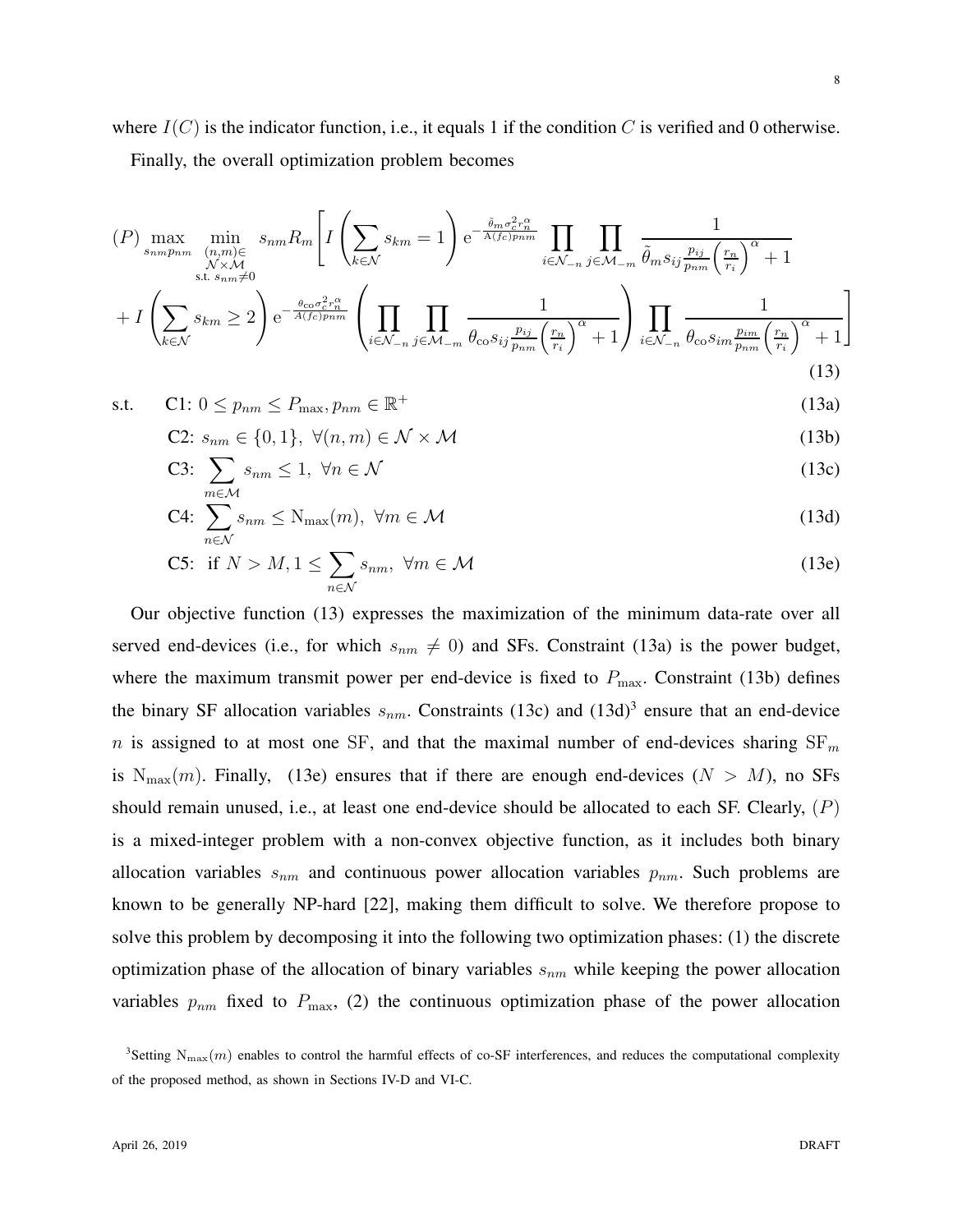where $I(C)$ is the indicator function, i.e., it equals 1 if the condition $C$ is verified and 0 otherwise.

Finally, the overall optimization problem becomes

$$
\begin{aligned}
(P)\ \max_{s_{nm} p_{nm}} \min_{\substack{(n,m)\in \\ \mathcal{N}\times\mathcal{M} \\ \text{s.t. } s_{nm}\neq 0}} \ & s_{nm} R_m \Bigg[ I\left(\sum_{k\in\mathcal{N}} s_{km} = 1\right) \mathrm{e}^{-\frac{\tilde{\theta}_m \sigma_c^2 r_n^\alpha}{A(fc) p_{nm}}} \prod_{i\in\mathcal{N}_{-n}} \prod_{j\in\mathcal{M}_{-m}} \frac{1}{\tilde{\theta}_m s_{ij} \frac{p_{ij}}{p_{nm}} \left(\frac{r_n}{r_i}\right)^\alpha + 1} \\
& + I\left(\sum_{k\in\mathcal{N}} s_{km} \geq 2\right) \mathrm{e}^{-\frac{\theta_{\mathrm{co}} \sigma_c^2 r_n^\alpha}{A(fc) p_{nm}}} \left( \prod_{i\in\mathcal{N}_{-n}} \prod_{j\in\mathcal{M}_{-m}} \frac{1}{\theta_{\mathrm{co}} s_{ij} \frac{p_{ij}}{p_{nm}} \left(\frac{r_n}{r_i}\right)^\alpha + 1} \right) \prod_{i\in\mathcal{N}_{-n}} \frac{1}{\theta_{\mathrm{co}} s_{im} \frac{p_{im}}{p_{nm}} \left(\frac{r_n}{r_i}\right)^\alpha + 1} \Bigg]
\end{aligned} \tag{13}
$$

s.t. C1: $0 \leq p_{nm} \leq P_{\max}, p_{nm} \in \mathbb{R}^+$ (13a)

C2: $s_{nm} \in \{0,1\},\ \forall (n,m) \in \mathcal{N}\times\mathcal{M}$ (13b)

C3: $\sum_{m\in\mathcal{M}} s_{nm} \leq 1,\ \forall n \in \mathcal{N}$ (13c)

C4: $\sum_{n\in\mathcal{N}} s_{nm} \leq \mathrm{N}_{\max}(m),\ \forall m \in \mathcal{M}$ (13d)

C5: if $N > M, 1 \leq \sum_{n\in\mathcal{N}} s_{nm},\ \forall m \in \mathcal{M}$ (13e)

Our objective function (13) expresses the maximization of the minimum data-rate over all served end-devices (i.e., for which $s_{nm} \neq 0$) and SFs. Constraint (13a) is the power budget, where the maximum transmit power per end-device is fixed to $P_{\max}$. Constraint (13b) defines the binary SF allocation variables $s_{nm}$. Constraints (13c) and (13d)[3] ensure that an end-device $n$ is assigned to at most one SF, and that the maximal number of end-devices sharing $\mathrm{SF}_m$ is $\mathrm{N}_{\max}(m)$. Finally, (13e) ensures that if there are enough end-devices ($N > M$), no SFs should remain unused, i.e., at least one end-device should be allocated to each SF. Clearly, $(P)$ is a mixed-integer problem with a non-convex objective function, as it includes both binary allocation variables $s_{nm}$ and continuous power allocation variables $p_{nm}$. Such problems are known to be generally NP-hard [22], making them difficult to solve. We therefore propose to solve this problem by decomposing it into the following two optimization phases: (1) the discrete optimization phase of the allocation of binary variables $s_{nm}$ while keeping the power allocation variables $p_{nm}$ fixed to $P_{\max}$, (2) the continuous optimization phase of the power allocation

[3]Setting $\mathrm{N}_{\max}(m)$ enables to control the harmful effects of co-SF interferences, and reduces the computational complexity of the proposed method, as shown in Sections IV-D and VI-C.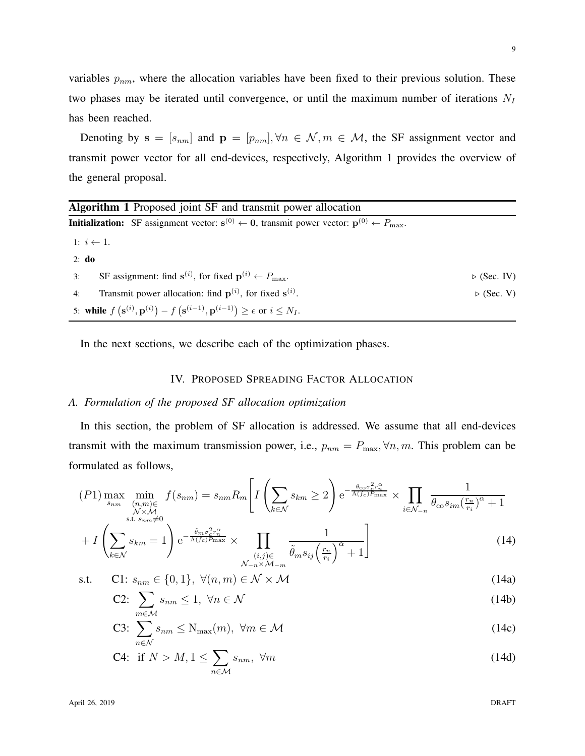variables $p_{nm}$, where the allocation variables have been fixed to their previous solution. These two phases may be iterated until convergence, or until the maximum number of iterations $N_I$ has been reached.

Denoting by $\mathbf{s} = [s_{nm}]$ and $\mathbf{p} = [p_{nm}], \forall n \in \mathcal{N}, m \in \mathcal{M}$, the SF assignment vector and transmit power vector for all end-devices, respectively, Algorithm 1 provides the overview of the general proposal.

**Algorithm 1** Proposed joint SF and transmit power allocation

**Initialization:** SF assignment vector: $\mathbf{s}^{(0)} \leftarrow \mathbf{0}$, transmit power vector: $\mathbf{p}^{(0)} \leftarrow P_{\max}$.

1: $i \leftarrow 1$.

2: **do**

3: SF assignment: find $\mathbf{s}^{(i)}$, for fixed $\mathbf{p}^{(i)} \leftarrow P_{\max}$. ▷ (Sec. IV)

4: Transmit power allocation: find $\mathbf{p}^{(i)}$, for fixed $\mathbf{s}^{(i)}$. ▷ (Sec. V)

5: **while** $f\left(\mathbf{s}^{(i)}, \mathbf{p}^{(i)}\right) - f\left(\mathbf{s}^{(i-1)}, \mathbf{p}^{(i-1)}\right) \geq \epsilon$ or $i \leq N_I$.

In the next sections, we describe each of the optimization phases.

## IV. Proposed Spreading Factor Allocation

### A. Formulation of the proposed SF allocation optimization

In this section, the problem of SF allocation is addressed. We assume that all end-devices transmit with the maximum transmission power, i.e., $p_{nm} = P_{\max}, \forall n, m$. This problem can be formulated as follows,

$$
\begin{aligned}
(P1) \max_{s_{nm}} \min_{\substack{(n,m)\in \\ \mathcal{N}\times\mathcal{M} \\ \text{s.t. } s_{nm}\neq 0}} \; & f(s_{nm}) = s_{nm} R_m \Bigg[ I\left(\sum_{k\in\mathcal{N}} s_{km} \geq 2\right) \mathrm{e}^{-\frac{\theta_{\mathrm{co}} \sigma_c^2 r_n^\alpha}{\mathrm{A}(f_c) P_{\max}}} \times \prod_{i\in\mathcal{N}_{-n}} \frac{1}{\theta_{\mathrm{co}} s_{im} (\frac{r_n}{r_i})^\alpha + 1} \\
& + I\left(\sum_{k\in\mathcal{N}} s_{km} = 1\right) \mathrm{e}^{-\frac{\tilde{\theta}_m \sigma_c^2 r_n^\alpha}{\mathrm{A}(f_c) P_{\max}}} \times \prod_{\substack{(i,j)\in \\ \mathcal{N}_{-n}\times\mathcal{M}_{-m}}} \frac{1}{\tilde{\theta}_m s_{ij} \left(\frac{r_n}{r_i}\right)^\alpha + 1} \Bigg]
\end{aligned} \tag{14}
$$

$$
\begin{aligned}
\text{s.t.} \quad & \text{C1: } s_{nm} \in \{0,1\}, \; \forall (n,m) \in \mathcal{N}\times\mathcal{M} && \text{(14a)} \\
& \text{C2: } \sum_{m\in\mathcal{M}} s_{nm} \leq 1, \; \forall n \in \mathcal{N} && \text{(14b)} \\
& \text{C3: } \sum_{n\in\mathcal{N}} s_{nm} \leq \mathrm{N}_{\max}(m), \; \forall m \in \mathcal{M} && \text{(14c)} \\
& \text{C4: if } N > M, 1 \leq \sum_{n\in\mathcal{M}} s_{nm}, \; \forall m && \text{(14d)}
\end{aligned}
$$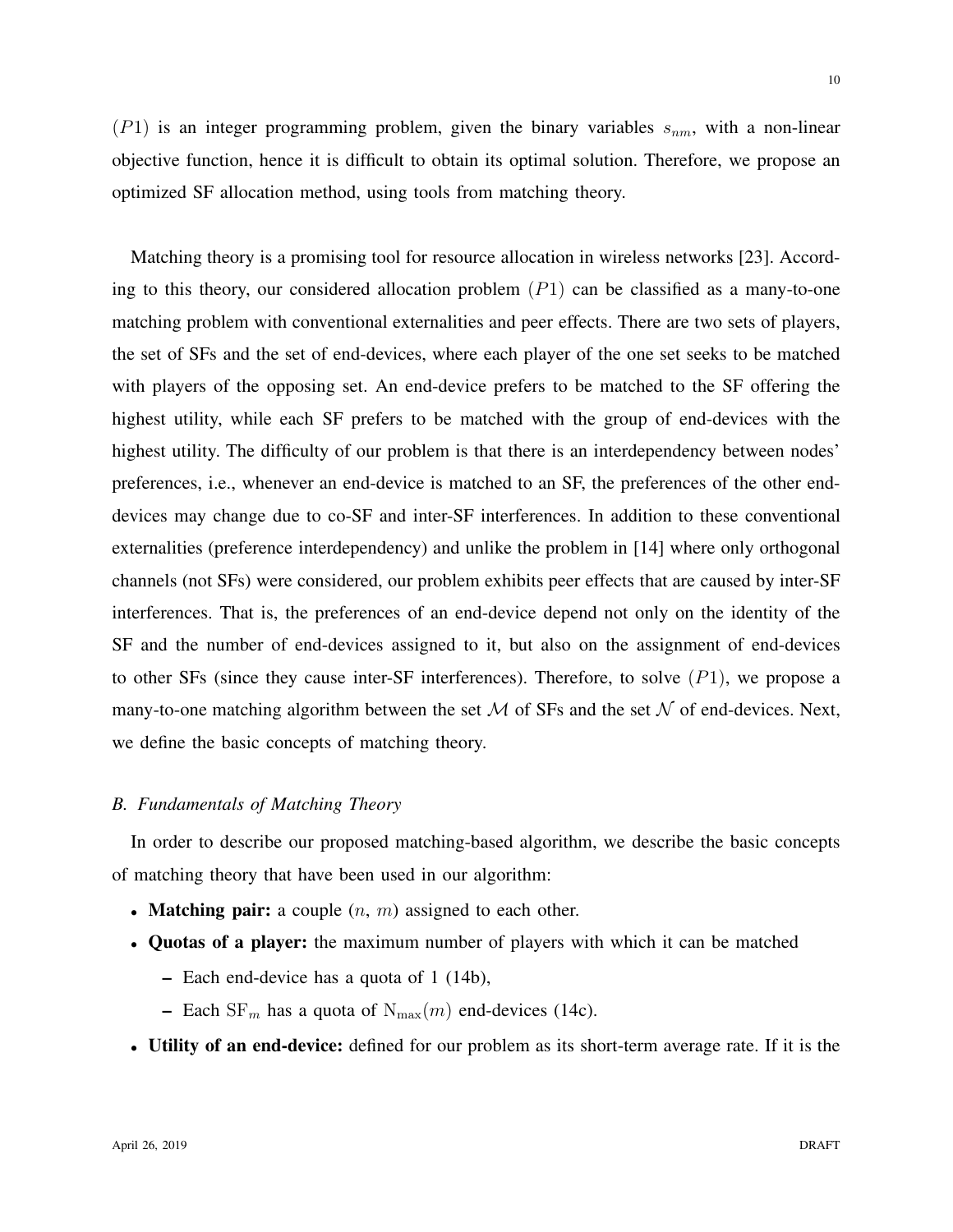$(P1)$ is an integer programming problem, given the binary variables $s_{nm}$, with a non-linear objective function, hence it is difficult to obtain its optimal solution. Therefore, we propose an optimized SF allocation method, using tools from matching theory.

Matching theory is a promising tool for resource allocation in wireless networks [23]. According to this theory, our considered allocation problem $(P1)$ can be classified as a many-to-one matching problem with conventional externalities and peer effects. There are two sets of players, the set of SFs and the set of end-devices, where each player of the one set seeks to be matched with players of the opposing set. An end-device prefers to be matched to the SF offering the highest utility, while each SF prefers to be matched with the group of end-devices with the highest utility. The difficulty of our problem is that there is an interdependency between nodes' preferences, i.e., whenever an end-device is matched to an SF, the preferences of the other end-devices may change due to co-SF and inter-SF interferences. In addition to these conventional externalities (preference interdependency) and unlike the problem in [14] where only orthogonal channels (not SFs) were considered, our problem exhibits peer effects that are caused by inter-SF interferences. That is, the preferences of an end-device depend not only on the identity of the SF and the number of end-devices assigned to it, but also on the assignment of end-devices to other SFs (since they cause inter-SF interferences). Therefore, to solve $(P1)$, we propose a many-to-one matching algorithm between the set $\mathcal{M}$ of SFs and the set $\mathcal{N}$ of end-devices. Next, we define the basic concepts of matching theory.

### *B. Fundamentals of Matching Theory*

In order to describe our proposed matching-based algorithm, we describe the basic concepts of matching theory that have been used in our algorithm:

- **Matching pair:** a couple $(n, m)$ assigned to each other.
- **Quotas of a player:** the maximum number of players with which it can be matched
  - Each end-device has a quota of 1 (14b),
  - Each $\mathrm{SF}_m$ has a quota of $\mathrm{N}_{\max}(m)$ end-devices (14c).
- **Utility of an end-device:** defined for our problem as its short-term average rate. If it is the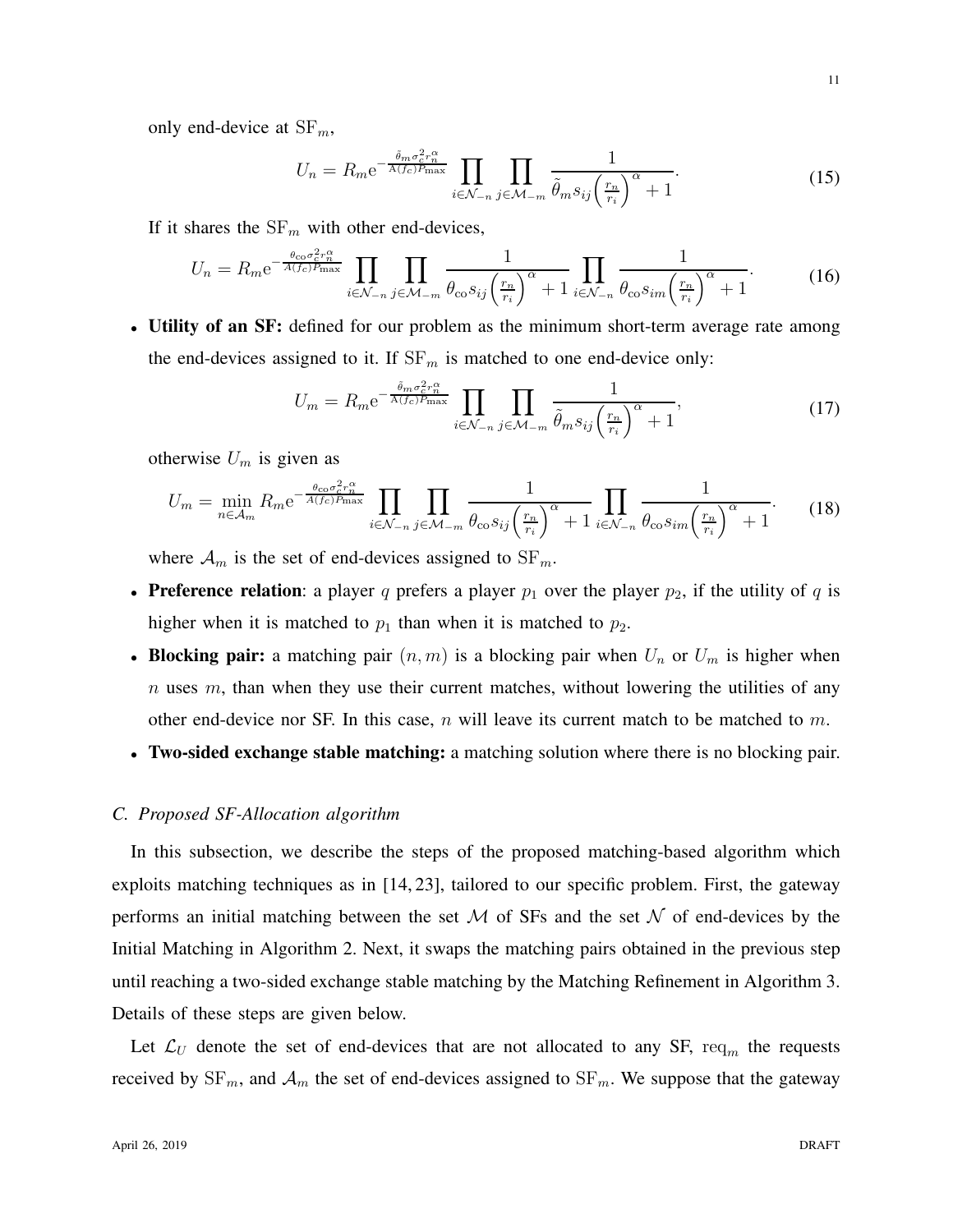only end-device at $\mathrm{SF}_m$,

$$U_n = R_m \mathrm{e}^{-\frac{\tilde{\theta}_m \sigma_c^2 r_n^\alpha}{\mathrm{A}(f_c) P_{\max}}} \prod_{i \in \mathcal{N}_{-n}} \prod_{j \in \mathcal{M}_{-m}} \frac{1}{\tilde{\theta}_m s_{ij} \left(\frac{r_n}{r_i}\right)^\alpha + 1}. \tag{15}$$

If it shares the $\mathrm{SF}_m$ with other end-devices,

$$U_n = R_m \mathrm{e}^{-\frac{\theta_{\mathrm{co}} \sigma_c^2 r_n^\alpha}{A(f_c) P_{\max}}} \prod_{i \in \mathcal{N}_{-n}} \prod_{j \in \mathcal{M}_{-m}} \frac{1}{\theta_{\mathrm{co}} s_{ij} \left(\frac{r_n}{r_i}\right)^\alpha + 1} \prod_{i \in \mathcal{N}_{-n}} \frac{1}{\theta_{\mathrm{co}} s_{im} \left(\frac{r_n}{r_i}\right)^\alpha + 1}. \tag{16}$$

- **Utility of an SF:** defined for our problem as the minimum short-term average rate among the end-devices assigned to it. If $\mathrm{SF}_m$ is matched to one end-device only:

$$U_m = R_m \mathrm{e}^{-\frac{\tilde{\theta}_m \sigma_c^2 r_n^\alpha}{\mathrm{A}(f_c) P_{\max}}} \prod_{i \in \mathcal{N}_{-n}} \prod_{j \in \mathcal{M}_{-m}} \frac{1}{\tilde{\theta}_m s_{ij} \left(\frac{r_n}{r_i}\right)^\alpha + 1}, \tag{17}$$

otherwise $U_m$ is given as

$$U_m = \min_{n \in \mathcal{A}_m} R_m \mathrm{e}^{-\frac{\theta_{\mathrm{co}} \sigma_c^2 r_n^\alpha}{A(f_c) P_{\max}}} \prod_{i \in \mathcal{N}_{-n}} \prod_{j \in \mathcal{M}_{-m}} \frac{1}{\theta_{\mathrm{co}} s_{ij} \left(\frac{r_n}{r_i}\right)^\alpha + 1} \prod_{i \in \mathcal{N}_{-n}} \frac{1}{\theta_{\mathrm{co}} s_{im} \left(\frac{r_n}{r_i}\right)^\alpha + 1}. \tag{18}$$

where $\mathcal{A}_m$ is the set of end-devices assigned to $\mathrm{SF}_m$.

- **Preference relation**: a player $q$ prefers a player $p_1$ over the player $p_2$, if the utility of $q$ is higher when it is matched to $p_1$ than when it is matched to $p_2$.
- **Blocking pair:** a matching pair $(n, m)$ is a blocking pair when $U_n$ or $U_m$ is higher when $n$ uses $m$, than when they use their current matches, without lowering the utilities of any other end-device nor SF. In this case, $n$ will leave its current match to be matched to $m$.
- **Two-sided exchange stable matching:** a matching solution where there is no blocking pair.

### *C. Proposed SF-Allocation algorithm*

In this subsection, we describe the steps of the proposed matching-based algorithm which exploits matching techniques as in [14, 23], tailored to our specific problem. First, the gateway performs an initial matching between the set $\mathcal{M}$ of SFs and the set $\mathcal{N}$ of end-devices by the Initial Matching in Algorithm 2. Next, it swaps the matching pairs obtained in the previous step until reaching a two-sided exchange stable matching by the Matching Refinement in Algorithm 3. Details of these steps are given below.

Let $\mathcal{L}_U$ denote the set of end-devices that are not allocated to any SF, $\mathrm{req}_m$ the requests received by $\mathrm{SF}_m$, and $\mathcal{A}_m$ the set of end-devices assigned to $\mathrm{SF}_m$. We suppose that the gateway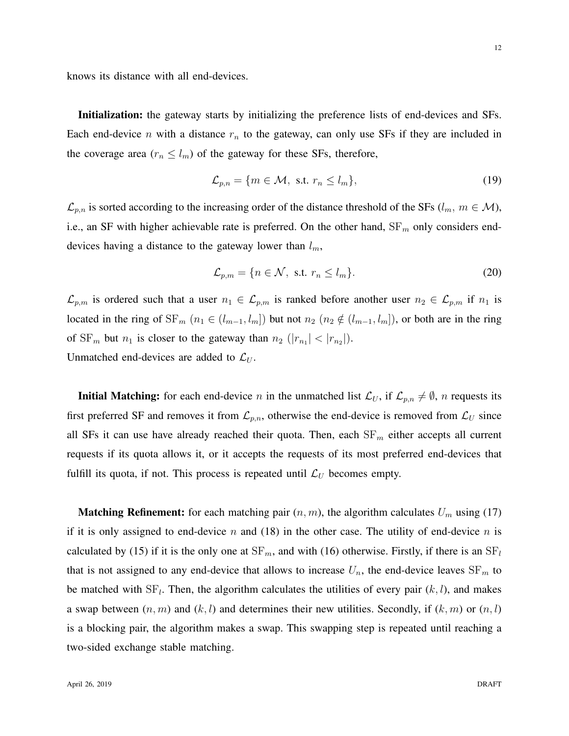knows its distance with all end-devices.

**Initialization:** the gateway starts by initializing the preference lists of end-devices and SFs. Each end-device $n$ with a distance $r_n$ to the gateway, can only use SFs if they are included in the coverage area ($r_n \leq l_m$) of the gateway for these SFs, therefore,

$$\mathcal{L}_{p,n} = \{m \in \mathcal{M}, \text{ s.t. } r_n \leq l_m\}, \tag{19}$$

$\mathcal{L}_{p,n}$ is sorted according to the increasing order of the distance threshold of the SFs ($l_m$, $m \in \mathcal{M}$), i.e., an SF with higher achievable rate is preferred. On the other hand, $\text{SF}_m$ only considers end-devices having a distance to the gateway lower than $l_m$,

$$\mathcal{L}_{p,m} = \{n \in \mathcal{N}, \text{ s.t. } r_n \leq l_m\}. \tag{20}$$

$\mathcal{L}_{p,m}$ is ordered such that a user $n_1 \in \mathcal{L}_{p,m}$ is ranked before another user $n_2 \in \mathcal{L}_{p,m}$ if $n_1$ is located in the ring of $\text{SF}_m$ ($n_1 \in (l_{m-1}, l_m]$) but not $n_2$ ($n_2 \notin (l_{m-1}, l_m]$), or both are in the ring of $\text{SF}_m$ but $n_1$ is closer to the gateway than $n_2$ ($|r_{n_1}| < |r_{n_2}|$).
Unmatched end-devices are added to $\mathcal{L}_U$.

**Initial Matching:** for each end-device $n$ in the unmatched list $\mathcal{L}_U$, if $\mathcal{L}_{p,n} \neq \emptyset$, $n$ requests its first preferred SF and removes it from $\mathcal{L}_{p,n}$, otherwise the end-device is removed from $\mathcal{L}_U$ since all SFs it can use have already reached their quota. Then, each $\text{SF}_m$ either accepts all current requests if its quota allows it, or it accepts the requests of its most preferred end-devices that fulfill its quota, if not. This process is repeated until $\mathcal{L}_U$ becomes empty.

**Matching Refinement:** for each matching pair $(n, m)$, the algorithm calculates $U_m$ using (17) if it is only assigned to end-device $n$ and (18) in the other case. The utility of end-device $n$ is calculated by (15) if it is the only one at $\text{SF}_m$, and with (16) otherwise. Firstly, if there is an $\text{SF}_l$ that is not assigned to any end-device that allows to increase $U_n$, the end-device leaves $\text{SF}_m$ to be matched with $\text{SF}_l$. Then, the algorithm calculates the utilities of every pair $(k, l)$, and makes a swap between $(n, m)$ and $(k, l)$ and determines their new utilities. Secondly, if $(k, m)$ or $(n, l)$ is a blocking pair, the algorithm makes a swap. This swapping step is repeated until reaching a two-sided exchange stable matching.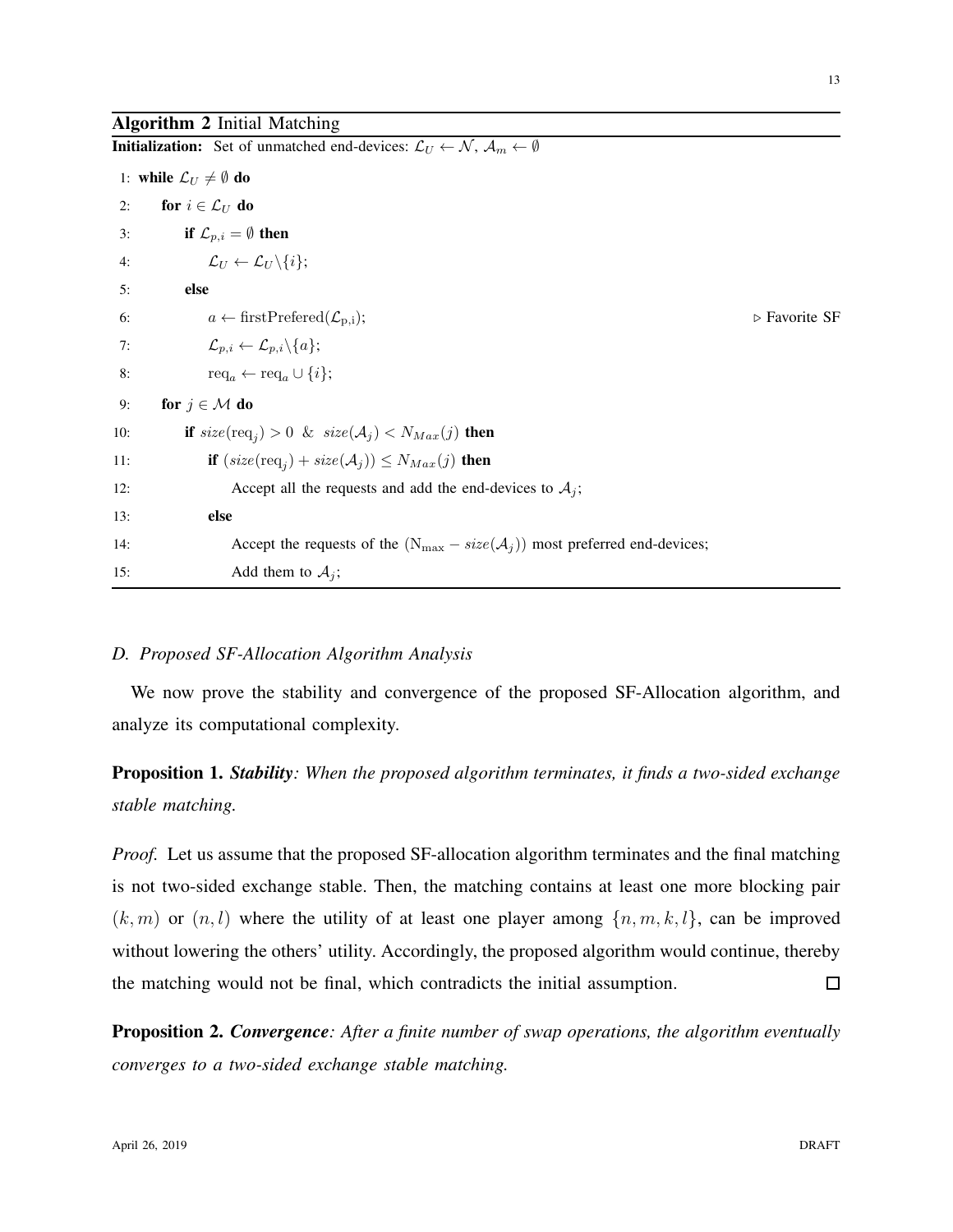**Algorithm 2** Initial Matching

```
Initialization: Set of unmatched end-devices: L_U ← N, A_m ← ∅
1: while L_U ≠ ∅ do
2:     for i ∈ L_U do
3:         if L_{p,i} = ∅ then
4:             L_U ← L_U \ {i};
5:         else
6:             a ← firstPrefered(L_{p,i});                    ▷ Favorite SF
7:             L_{p,i} ← L_{p,i} \ {a};
8:             req_a ← req_a ∪ {i};
9:     for j ∈ M do
10:        if size(req_j) > 0 & size(A_j) < N_Max(j) then
11:            if (size(req_j) + size(A_j)) ≤ N_Max(j) then
12:                Accept all the requests and add the end-devices to A_j;
13:            else
14:                Accept the requests of the (N_max − size(A_j)) most preferred end-devices;
15:                Add them to A_j;
```

### *D. Proposed SF-Allocation Algorithm Analysis*

We now prove the stability and convergence of the proposed SF-Allocation algorithm, and analyze its computational complexity.

**Proposition 1.** ***Stability****: When the proposed algorithm terminates, it finds a two-sided exchange stable matching.*

*Proof.* Let us assume that the proposed SF-allocation algorithm terminates and the final matching is not two-sided exchange stable. Then, the matching contains at least one more blocking pair $(k, m)$ or $(n, l)$ where the utility of at least one player among $\{n, m, k, l\}$, can be improved without lowering the others' utility. Accordingly, the proposed algorithm would continue, thereby the matching would not be final, which contradicts the initial assumption. ◻

**Proposition 2.** ***Convergence****: After a finite number of swap operations, the algorithm eventually converges to a two-sided exchange stable matching.*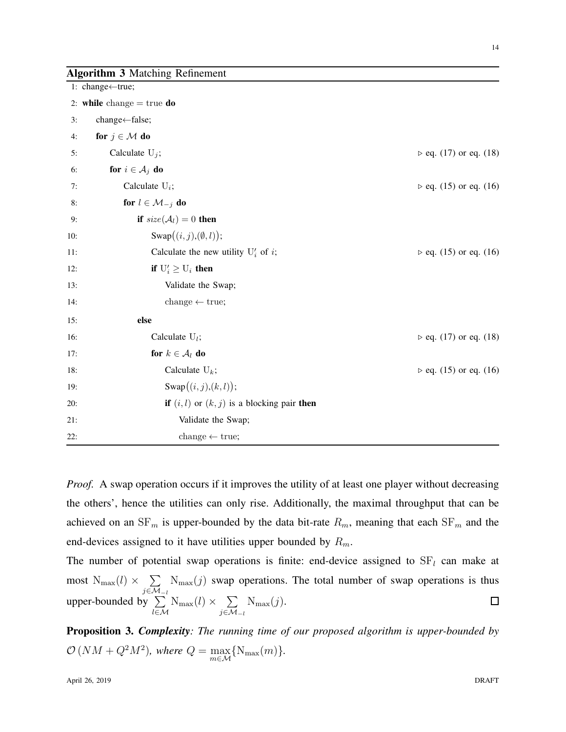**Algorithm 3** Matching Refinement

```
1: change←true;
2: while change = true do
3:     change←false;
4:     for j ∈ M do
5:         Calculate U_j;                                    ▷ eq. (17) or eq. (18)
6:         for i ∈ A_j do
7:             Calculate U_i;                                ▷ eq. (15) or eq. (16)
8:             for l ∈ M_{-j} do
9:                 if size(A_l) = 0 then
10:                    Swap((i, j),(∅, l));
11:                    Calculate the new utility U'_i of i;  ▷ eq. (15) or eq. (16)
12:                    if U'_i ≥ U_i then
13:                        Validate the Swap;
14:                        change ← true;
15:                else
16:                    Calculate U_l;                        ▷ eq. (17) or eq. (18)
17:                    for k ∈ A_l do
18:                        Calculate U_k;                    ▷ eq. (15) or eq. (16)
19:                        Swap((i, j),(k, l));
20:                        if (i, l) or (k, j) is a blocking pair then
21:                            Validate the Swap;
22:                            change ← true;
```

*Proof.* A swap operation occurs if it improves the utility of at least one player without decreasing the others', hence the utilities can only rise. Additionally, the maximal throughput that can be achieved on an $\mathrm{SF}_m$ is upper-bounded by the data bit-rate $R_m$, meaning that each $\mathrm{SF}_m$ and the end-devices assigned to it have utilities upper bounded by $R_m$.

The number of potential swap operations is finite: end-device assigned to $\mathrm{SF}_l$ can make at most $\mathrm{N}_{\max}(l) \times \sum_{j \in \mathcal{M}_{-l}} \mathrm{N}_{\max}(j)$ swap operations. The total number of swap operations is thus upper-bounded by $\sum_{l \in \mathcal{M}} \mathrm{N}_{\max}(l) \times \sum_{j \in \mathcal{M}_{-l}} \mathrm{N}_{\max}(j)$. ◻

**Proposition 3.** ***Complexity****: The running time of our proposed algorithm is upper-bounded by* $\mathcal{O}\left(NM + Q^2M^2\right)$*, where* $Q = \max_{m \in \mathcal{M}}\{\mathrm{N}_{\max}(m)\}$.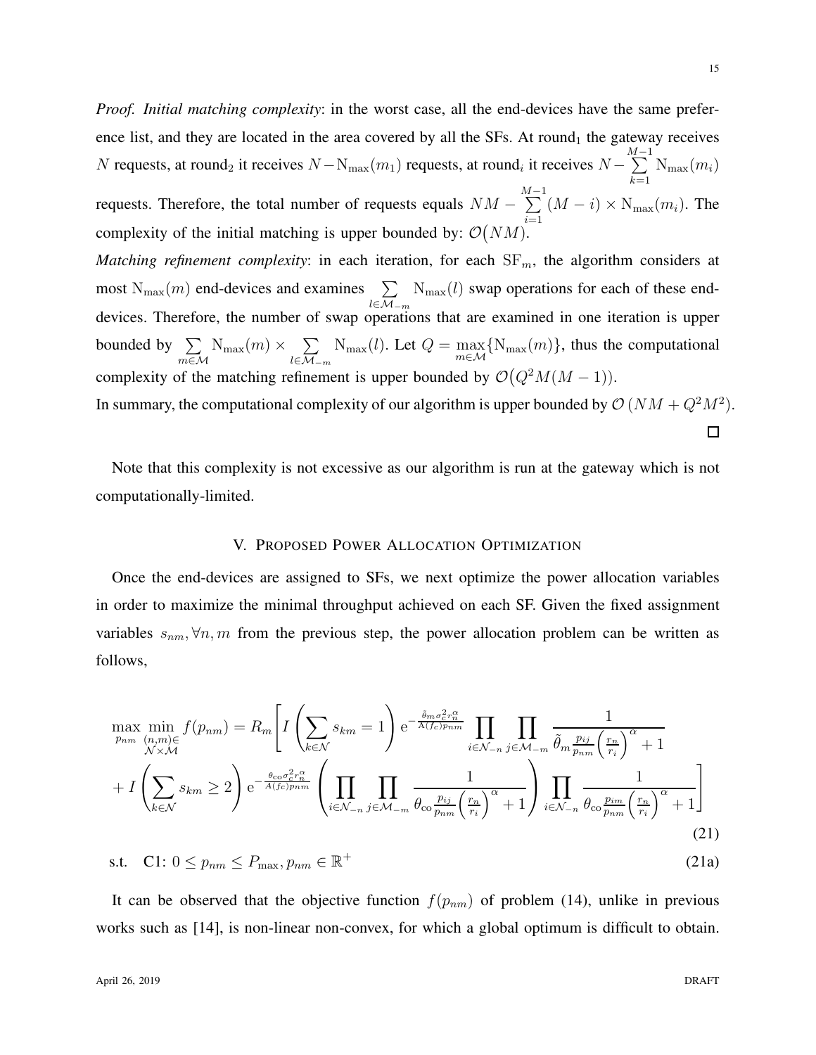*Proof. Initial matching complexity*: in the worst case, all the end-devices have the same preference list, and they are located in the area covered by all the SFs. At round$_1$ the gateway receives $N$ requests, at round$_2$ it receives $N - \mathrm{N}_{\max}(m_1)$ requests, at round$_i$ it receives $N - \sum_{k=1}^{M-1} \mathrm{N}_{\max}(m_i)$ requests. Therefore, the total number of requests equals $NM - \sum_{i=1}^{M-1} (M-i) \times \mathrm{N}_{\max}(m_i)$. The complexity of the initial matching is upper bounded by: $\mathcal{O}\big(NM\big)$.

*Matching refinement complexity*: in each iteration, for each $\mathrm{SF}_m$, the algorithm considers at most $\mathrm{N}_{\max}(m)$ end-devices and examines $\sum_{l \in \mathcal{M}_{-m}} \mathrm{N}_{\max}(l)$ swap operations for each of these end-devices. Therefore, the number of swap operations that are examined in one iteration is upper bounded by $\sum_{m \in \mathcal{M}} \mathrm{N}_{\max}(m) \times \sum_{l \in \mathcal{M}_{-m}} \mathrm{N}_{\max}(l)$. Let $Q = \max_{m \in \mathcal{M}} \{\mathrm{N}_{\max}(m)\}$, thus the computational complexity of the matching refinement is upper bounded by $\mathcal{O}\big(Q^2 M(M-1)\big)$.

In summary, the computational complexity of our algorithm is upper bounded by $\mathcal{O}\left(NM + Q^2 M^2\right)$. □

Note that this complexity is not excessive as our algorithm is run at the gateway which is not computationally-limited.

## V. Proposed Power Allocation Optimization

Once the end-devices are assigned to SFs, we next optimize the power allocation variables in order to maximize the minimal throughput achieved on each SF. Given the fixed assignment variables $s_{nm}, \forall n, m$ from the previous step, the power allocation problem can be written as follows,

$$
\begin{aligned}
\max_{p_{nm}} \min_{\substack{(n,m) \in \\ \mathcal{N} \times \mathcal{M}}} f(p_{nm}) = R_m \Bigg[ & I\left(\sum_{k \in \mathcal{N}} s_{km} = 1\right) \mathrm{e}^{-\frac{\tilde{\theta}_m \sigma_c^2 r_n^\alpha}{\mathrm{A}(f_c) p_{nm}}} \prod_{i \in \mathcal{N}_{-n}} \prod_{j \in \mathcal{M}_{-m}} \frac{1}{\tilde{\theta}_m \frac{p_{ij}}{p_{nm}} \left(\frac{r_n}{r_i}\right)^\alpha + 1} \\
& + I\left(\sum_{k \in \mathcal{N}} s_{km} \geq 2\right) \mathrm{e}^{-\frac{\theta_{\mathrm{co}} \sigma_c^2 r_n^\alpha}{A(f_c) p_{nm}}} \left( \prod_{i \in \mathcal{N}_{-n}} \prod_{j \in \mathcal{M}_{-m}} \frac{1}{\theta_{\mathrm{co}} \frac{p_{ij}}{p_{nm}} \left(\frac{r_n}{r_i}\right)^\alpha + 1} \right) \prod_{i \in \mathcal{N}_{-n}} \frac{1}{\theta_{\mathrm{co}} \frac{p_{im}}{p_{nm}} \left(\frac{r_n}{r_i}\right)^\alpha + 1} \Bigg]
\end{aligned}
\tag{21}
$$

$$
\text{s.t.} \quad \text{C1: } 0 \leq p_{nm} \leq P_{\max}, p_{nm} \in \mathbb{R}^+ \tag{21a}
$$

It can be observed that the objective function $f(p_{nm})$ of problem (14), unlike in previous works such as [14], is non-linear non-convex, for which a global optimum is difficult to obtain.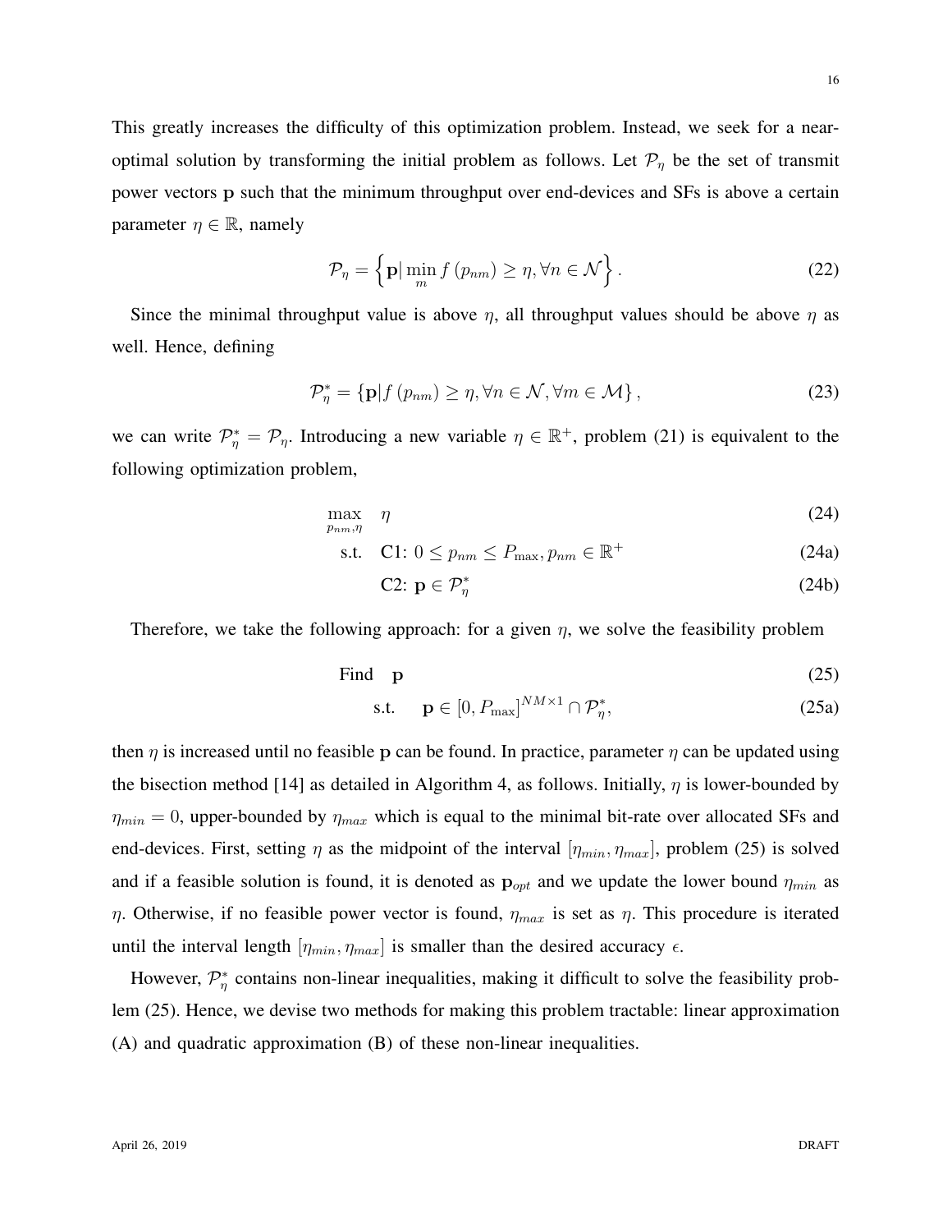This greatly increases the difficulty of this optimization problem. Instead, we seek for a near-optimal solution by transforming the initial problem as follows. Let $\mathcal{P}_\eta$ be the set of transmit power vectors $\mathbf{p}$ such that the minimum throughput over end-devices and SFs is above a certain parameter $\eta \in \mathbb{R}$, namely

$$\mathcal{P}_\eta = \left\{ \mathbf{p} | \min_m f\left(p_{nm}\right) \geq \eta, \forall n \in \mathcal{N} \right\}. \tag{22}$$

Since the minimal throughput value is above $\eta$, all throughput values should be above $\eta$ as well. Hence, defining

$$\mathcal{P}_\eta^* = \left\{ \mathbf{p} | f\left(p_{nm}\right) \geq \eta, \forall n \in \mathcal{N}, \forall m \in \mathcal{M} \right\}, \tag{23}$$

we can write $\mathcal{P}_\eta^* = \mathcal{P}_\eta$. Introducing a new variable $\eta \in \mathbb{R}^+$, problem (21) is equivalent to the following optimization problem,

$$\max_{p_{nm}, \eta} \quad \eta \tag{24}$$

$$\text{s.t.} \quad \text{C1: } 0 \leq p_{nm} \leq P_{\max}, p_{nm} \in \mathbb{R}^+ \tag{24a}$$

$$\text{C2: } \mathbf{p} \in \mathcal{P}_\eta^* \tag{24b}$$

Therefore, we take the following approach: for a given $\eta$, we solve the feasibility problem

$$\text{Find} \quad \mathbf{p} \tag{25}$$

$$\text{s.t.} \quad \mathbf{p} \in \left[0, P_{\max}\right]^{NM \times 1} \cap \mathcal{P}_\eta^*, \tag{25a}$$

then $\eta$ is increased until no feasible $\mathbf{p}$ can be found. In practice, parameter $\eta$ can be updated using the bisection method [14] as detailed in Algorithm 4, as follows. Initially, $\eta$ is lower-bounded by $\eta_{min} = 0$, upper-bounded by $\eta_{max}$ which is equal to the minimal bit-rate over allocated SFs and end-devices. First, setting $\eta$ as the midpoint of the interval $[\eta_{min}, \eta_{max}]$, problem (25) is solved and if a feasible solution is found, it is denoted as $\mathbf{p}_{opt}$ and we update the lower bound $\eta_{min}$ as $\eta$. Otherwise, if no feasible power vector is found, $\eta_{max}$ is set as $\eta$. This procedure is iterated until the interval length $[\eta_{min}, \eta_{max}]$ is smaller than the desired accuracy $\epsilon$.

However, $\mathcal{P}_\eta^*$ contains non-linear inequalities, making it difficult to solve the feasibility problem (25). Hence, we devise two methods for making this problem tractable: linear approximation (A) and quadratic approximation (B) of these non-linear inequalities.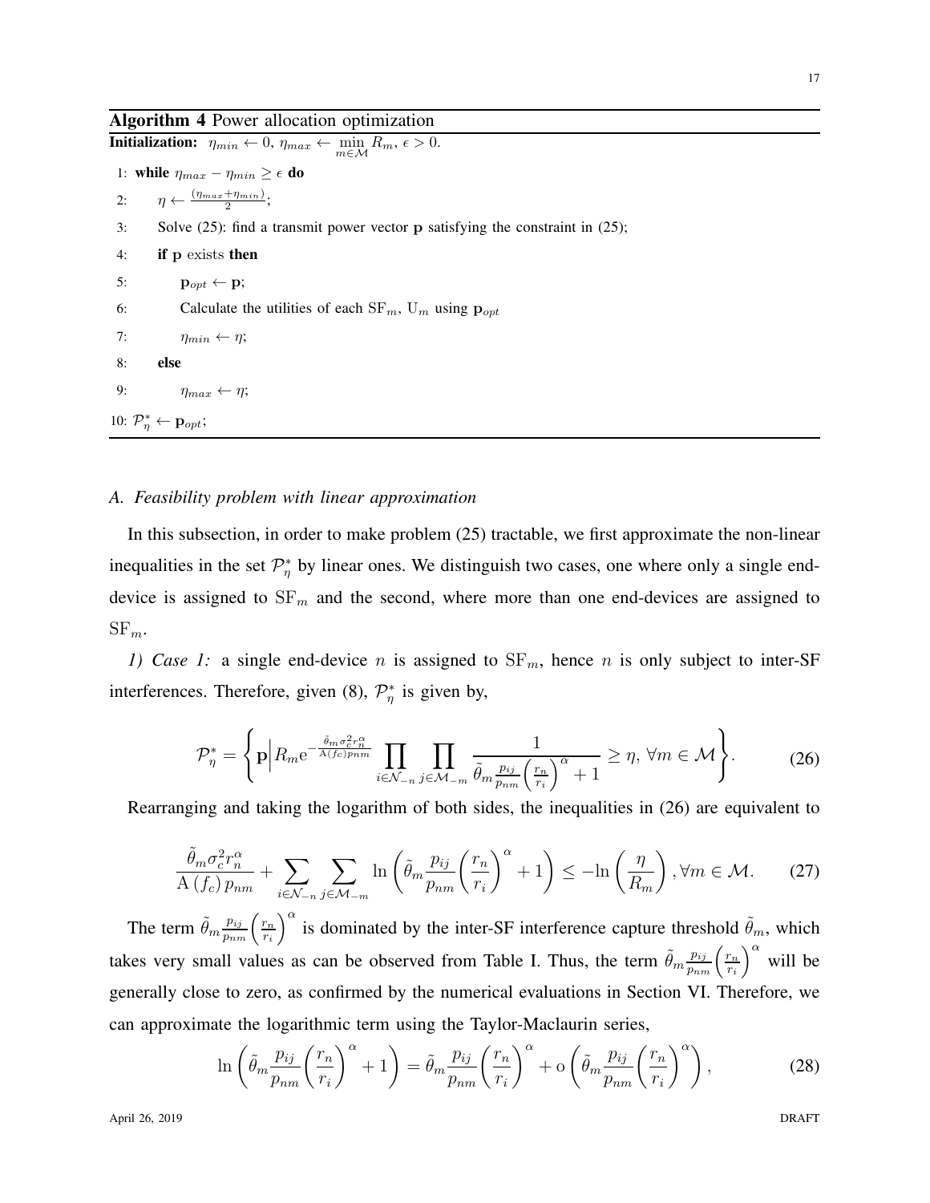**Algorithm 4** Power allocation optimization

**Initialization:** $\eta_{min} \leftarrow 0$, $\eta_{max} \leftarrow \min_{m \in \mathcal{M}} R_m$, $\epsilon > 0$.

1: **while** $\eta_{max} - \eta_{min} \geq \epsilon$ **do**

2: $\quad \eta \leftarrow \frac{(\eta_{max}+\eta_{min})}{2}$;

3: $\quad$ Solve (25): find a transmit power vector $\mathbf{p}$ satisfying the constraint in (25);

4: $\quad$ **if** $\mathbf{p}$ exists **then**

5: $\quad\quad \mathbf{p}_{opt} \leftarrow \mathbf{p}$;

6: $\quad\quad$ Calculate the utilities of each $\mathrm{SF}_m$, $\mathrm{U}_m$ using $\mathbf{p}_{opt}$

7: $\quad\quad \eta_{min} \leftarrow \eta$;

8: $\quad$ **else**

9: $\quad\quad \eta_{max} \leftarrow \eta$;

10: $\mathcal{P}_\eta^* \leftarrow \mathbf{p}_{opt}$;

### *A. Feasibility problem with linear approximation*

In this subsection, in order to make problem (25) tractable, we first approximate the non-linear inequalities in the set $\mathcal{P}_\eta^*$ by linear ones. We distinguish two cases, one where only a single end-device is assigned to $\mathrm{SF}_m$ and the second, where more than one end-devices are assigned to $\mathrm{SF}_m$.

*1) Case 1:* a single end-device $n$ is assigned to $\mathrm{SF}_m$, hence $n$ is only subject to inter-SF interferences. Therefore, given (8), $\mathcal{P}_\eta^*$ is given by,

$$\mathcal{P}_\eta^* = \left\{ \mathbf{p} \middle| R_m \mathrm{e}^{-\frac{\tilde{\theta}_m \sigma_c^2 r_n^\alpha}{\mathrm{A}(f_c) p_{nm}}} \prod_{i \in \mathcal{N}_{-n}} \prod_{j \in \mathcal{M}_{-m}} \frac{1}{\tilde{\theta}_m \frac{p_{ij}}{p_{nm}} \left( \frac{r_n}{r_i} \right)^\alpha + 1} \geq \eta, \, \forall m \in \mathcal{M} \right\}. \tag{26}$$

Rearranging and taking the logarithm of both sides, the inequalities in (26) are equivalent to

$$\frac{\tilde{\theta}_m \sigma_c^2 r_n^\alpha}{\mathrm{A}(f_c) p_{nm}} + \sum_{i \in \mathcal{N}_{-n}} \sum_{j \in \mathcal{M}_{-m}} \ln \left( \tilde{\theta}_m \frac{p_{ij}}{p_{nm}} \left( \frac{r_n}{r_i} \right)^\alpha + 1 \right) \leq -\ln \left( \frac{\eta}{R_m} \right), \forall m \in \mathcal{M}. \tag{27}$$

The term $\tilde{\theta}_m \frac{p_{ij}}{p_{nm}} \left( \frac{r_n}{r_i} \right)^\alpha$ is dominated by the inter-SF interference capture threshold $\tilde{\theta}_m$, which takes very small values as can be observed from Table I. Thus, the term $\tilde{\theta}_m \frac{p_{ij}}{p_{nm}} \left( \frac{r_n}{r_i} \right)^\alpha$ will be generally close to zero, as confirmed by the numerical evaluations in Section VI. Therefore, we can approximate the logarithmic term using the Taylor-Maclaurin series,

$$\ln \left( \tilde{\theta}_m \frac{p_{ij}}{p_{nm}} \left( \frac{r_n}{r_i} \right)^\alpha + 1 \right) = \tilde{\theta}_m \frac{p_{ij}}{p_{nm}} \left( \frac{r_n}{r_i} \right)^\alpha + \mathrm{o} \left( \tilde{\theta}_m \frac{p_{ij}}{p_{nm}} \left( \frac{r_n}{r_i} \right)^\alpha \right), \tag{28}$$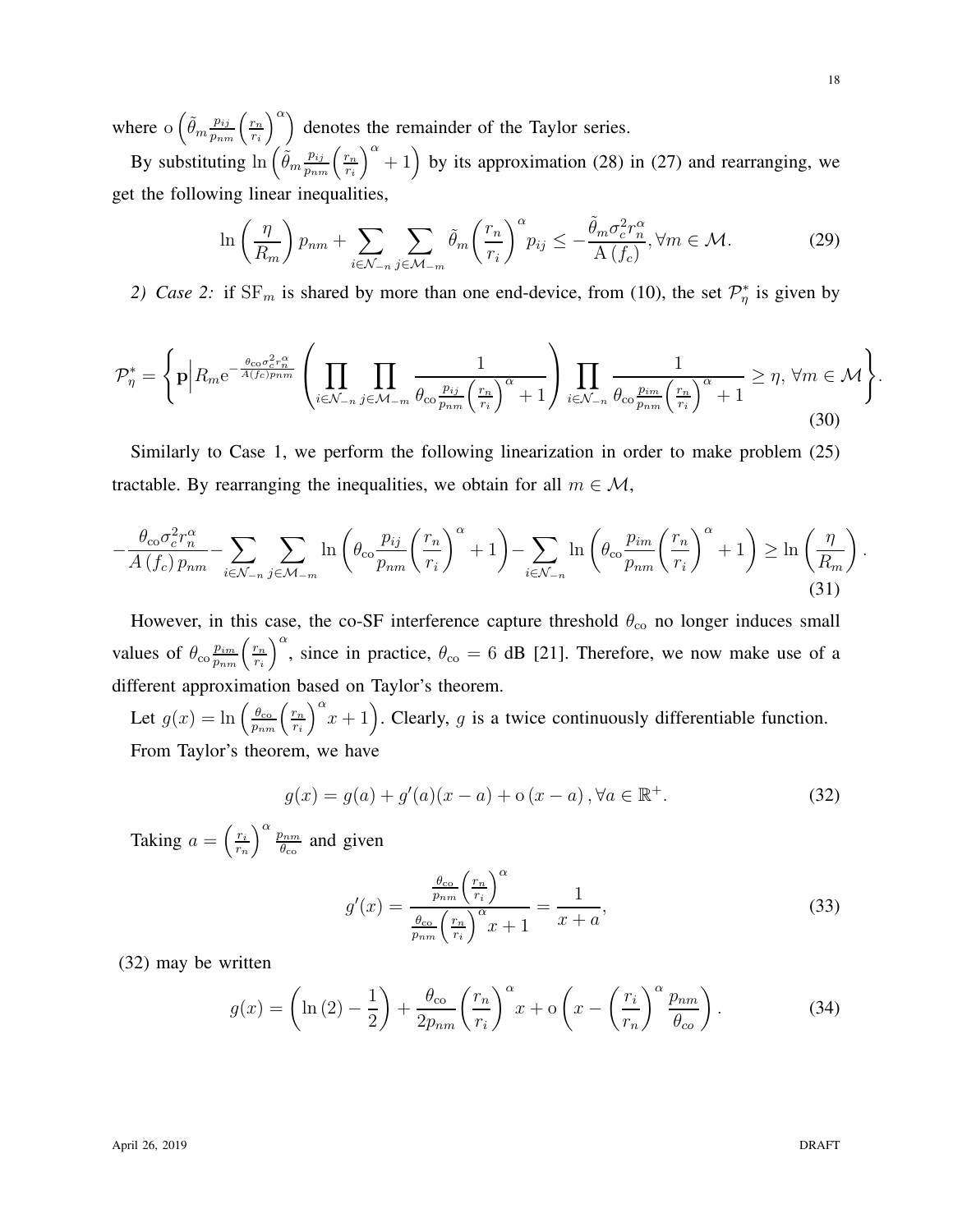where $\mathrm{o}\left(\tilde{\theta}_m \frac{p_{ij}}{p_{nm}} \left(\frac{r_n}{r_i}\right)^{\alpha}\right)$ denotes the remainder of the Taylor series.

By substituting $\ln\left(\tilde{\theta}_m \frac{p_{ij}}{p_{nm}} \left(\frac{r_n}{r_i}\right)^{\alpha} + 1\right)$ by its approximation (28) in (27) and rearranging, we get the following linear inequalities,

$$\ln\left(\frac{\eta}{R_m}\right) p_{nm} + \sum_{i \in \mathcal{N}_{-n}} \sum_{j \in \mathcal{M}_{-m}} \tilde{\theta}_m \left(\frac{r_n}{r_i}\right)^{\alpha} p_{ij} \leq -\frac{\tilde{\theta}_m \sigma_c^2 r_n^{\alpha}}{\mathrm{A}\left(f_c\right)}, \forall m \in \mathcal{M}. \tag{29}$$

*2) Case 2:* if $\mathrm{SF}_m$ is shared by more than one end-device, from (10), the set $\mathcal{P}_{\eta}^{*}$ is given by

$$\mathcal{P}_{\eta}^{*} = \left\{ \mathbf{p} \Big| R_m \mathrm{e}^{-\frac{\theta_{\mathrm{co}} \sigma_c^2 r_n^{\alpha}}{A(f_c) p_{nm}}} \left( \prod_{i \in \mathcal{N}_{-n}} \prod_{j \in \mathcal{M}_{-m}} \frac{1}{\theta_{\mathrm{co}} \frac{p_{ij}}{p_{nm}} \left(\frac{r_n}{r_i}\right)^{\alpha} + 1} \right) \prod_{i \in \mathcal{N}_{-n}} \frac{1}{\theta_{\mathrm{co}} \frac{p_{im}}{p_{nm}} \left(\frac{r_n}{r_i}\right)^{\alpha} + 1} \geq \eta, \, \forall m \in \mathcal{M} \right\}. \tag{30}$$

Similarly to Case 1, we perform the following linearization in order to make problem (25) tractable. By rearranging the inequalities, we obtain for all $m \in \mathcal{M}$,

$$-\frac{\theta_{\mathrm{co}} \sigma_c^2 r_n^{\alpha}}{A\left(f_c\right) p_{nm}} - \sum_{i \in \mathcal{N}_{-n}} \sum_{j \in \mathcal{M}_{-m}} \ln\left(\theta_{\mathrm{co}} \frac{p_{ij}}{p_{nm}} \left(\frac{r_n}{r_i}\right)^{\alpha} + 1\right) - \sum_{i \in \mathcal{N}_{-n}} \ln\left(\theta_{\mathrm{co}} \frac{p_{im}}{p_{nm}} \left(\frac{r_n}{r_i}\right)^{\alpha} + 1\right) \geq \ln\left(\frac{\eta}{R_m}\right). \tag{31}$$

However, in this case, the co-SF interference capture threshold $\theta_{\mathrm{co}}$ no longer induces small values of $\theta_{\mathrm{co}} \frac{p_{im}}{p_{nm}} \left(\frac{r_n}{r_i}\right)^{\alpha}$, since in practice, $\theta_{\mathrm{co}} = 6$ dB [21]. Therefore, we now make use of a different approximation based on Taylor's theorem.

Let $g(x) = \ln\left(\frac{\theta_{\mathrm{co}}}{p_{nm}} \left(\frac{r_n}{r_i}\right)^{\alpha} x + 1\right)$. Clearly, $g$ is a twice continuously differentiable function. From Taylor's theorem, we have

$$g(x) = g(a) + g'(a)(x - a) + \mathrm{o}\left(x - a\right), \forall a \in \mathbb{R}^{+}. \tag{32}$$

Taking $a = \left(\frac{r_i}{r_n}\right)^{\alpha} \frac{p_{nm}}{\theta_{\mathrm{co}}}$ and given

$$g'(x) = \frac{\frac{\theta_{\mathrm{co}}}{p_{nm}} \left(\frac{r_n}{r_i}\right)^{\alpha}}{\frac{\theta_{\mathrm{co}}}{p_{nm}} \left(\frac{r_n}{r_i}\right)^{\alpha} x + 1} = \frac{1}{x + a}, \tag{33}$$

(32) may be written

$$g(x) = \left(\ln\left(2\right) - \frac{1}{2}\right) + \frac{\theta_{\mathrm{co}}}{2 p_{nm}} \left(\frac{r_n}{r_i}\right)^{\alpha} x + \mathrm{o}\left(x - \left(\frac{r_i}{r_n}\right)^{\alpha} \frac{p_{nm}}{\theta_{co}}\right). \tag{34}$$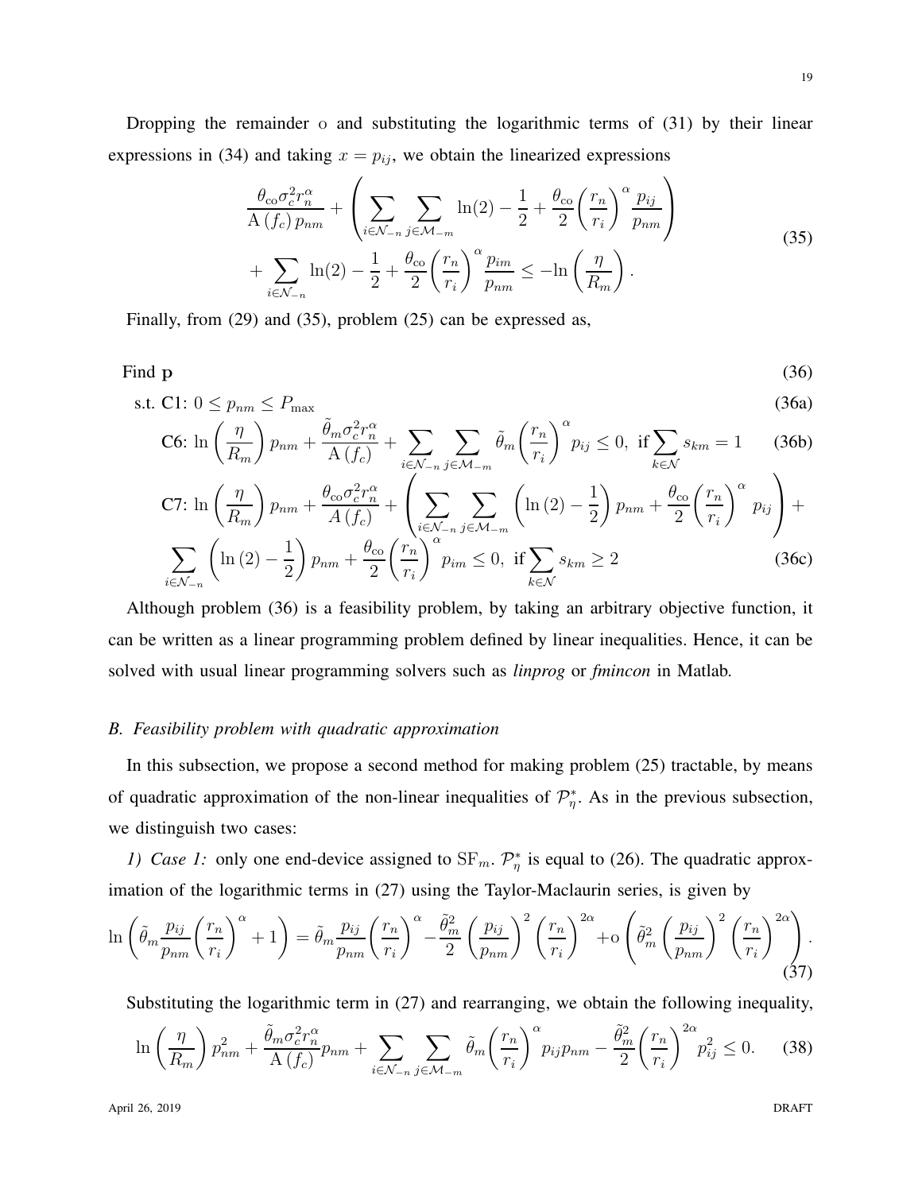Dropping the remainder o and substituting the logarithmic terms of (31) by their linear expressions in (34) and taking $x = p_{ij}$, we obtain the linearized expressions

$$
\begin{aligned}
&\frac{\theta_{\mathrm{co}} \sigma_c^2 r_n^\alpha}{\mathrm{A}\left(f_c\right) p_{nm}} + \left( \sum_{i \in \mathcal{N}_{-n}} \sum_{j \in \mathcal{M}_{-m}} \ln(2) - \frac{1}{2} + \frac{\theta_{\mathrm{co}}}{2} \left( \frac{r_n}{r_i} \right)^\alpha \frac{p_{ij}}{p_{nm}} \right) \\
&+ \sum_{i \in \mathcal{N}_{-n}} \ln(2) - \frac{1}{2} + \frac{\theta_{\mathrm{co}}}{2} \left( \frac{r_n}{r_i} \right)^\alpha \frac{p_{im}}{p_{nm}} \leq -\ln\left( \frac{\eta}{R_m} \right).
\end{aligned} \tag{35}
$$

Finally, from (29) and (35), problem (25) can be expressed as,

$$
\text{Find } \mathbf{p} \tag{36}
$$

$$
\text{s.t. C1: } 0 \leq p_{nm} \leq P_{\max} \tag{36a}
$$

$$
\text{C6: } \ln\left( \frac{\eta}{R_m} \right) p_{nm} + \frac{\tilde{\theta}_m \sigma_c^2 r_n^\alpha}{\mathrm{A}\left(f_c\right)} + \sum_{i \in \mathcal{N}_{-n}} \sum_{j \in \mathcal{M}_{-m}} \tilde{\theta}_m \left( \frac{r_n}{r_i} \right)^\alpha p_{ij} \leq 0, \text{ if} \sum_{k \in \mathcal{N}} s_{km} = 1 \tag{36b}
$$

$$
\begin{aligned}
&\text{C7: } \ln\left( \frac{\eta}{R_m} \right) p_{nm} + \frac{\theta_{\mathrm{co}} \sigma_c^2 r_n^\alpha}{A\left(f_c\right)} + \left( \sum_{i \in \mathcal{N}_{-n}} \sum_{j \in \mathcal{M}_{-m}} \left( \ln(2) - \frac{1}{2} \right) p_{nm} + \frac{\theta_{\mathrm{co}}}{2} \left( \frac{r_n}{r_i} \right)^\alpha p_{ij} \right) + \\
&\sum_{i \in \mathcal{N}_{-n}} \left( \ln(2) - \frac{1}{2} \right) p_{nm} + \frac{\theta_{\mathrm{co}}}{2} \left( \frac{r_n}{r_i} \right)^\alpha p_{im} \leq 0, \text{ if} \sum_{k \in \mathcal{N}} s_{km} \geq 2
\end{aligned} \tag{36c}
$$

Although problem (36) is a feasibility problem, by taking an arbitrary objective function, it can be written as a linear programming problem defined by linear inequalities. Hence, it can be solved with usual linear programming solvers such as *linprog* or *fmincon* in Matlab.

### *B. Feasibility problem with quadratic approximation*

In this subsection, we propose a second method for making problem (25) tractable, by means of quadratic approximation of the non-linear inequalities of $\mathcal{P}_\eta^*$. As in the previous subsection, we distinguish two cases:

*1) Case 1:* only one end-device assigned to $\mathrm{SF}_m$. $\mathcal{P}_\eta^*$ is equal to (26). The quadratic approximation of the logarithmic terms in (27) using the Taylor-Maclaurin series, is given by

$$
\ln\left( \tilde{\theta}_m \frac{p_{ij}}{p_{nm}} \left( \frac{r_n}{r_i} \right)^\alpha + 1 \right) = \tilde{\theta}_m \frac{p_{ij}}{p_{nm}} \left( \frac{r_n}{r_i} \right)^\alpha - \frac{\tilde{\theta}_m^2}{2} \left( \frac{p_{ij}}{p_{nm}} \right)^2 \left( \frac{r_n}{r_i} \right)^{2\alpha} + \mathrm{o}\left( \tilde{\theta}_m^2 \left( \frac{p_{ij}}{p_{nm}} \right)^2 \left( \frac{r_n}{r_i} \right)^{2\alpha} \right). \tag{37}
$$

Substituting the logarithmic term in (27) and rearranging, we obtain the following inequality,

$$
\ln\left( \frac{\eta}{R_m} \right) p_{nm}^2 + \frac{\tilde{\theta}_m \sigma_c^2 r_n^\alpha}{\mathrm{A}\left(f_c\right)} p_{nm} + \sum_{i \in \mathcal{N}_{-n}} \sum_{j \in \mathcal{M}_{-m}} \tilde{\theta}_m \left( \frac{r_n}{r_i} \right)^\alpha p_{ij} p_{nm} - \frac{\tilde{\theta}_m^2}{2} \left( \frac{r_n}{r_i} \right)^{2\alpha} p_{ij}^2 \leq 0. \tag{38}
$$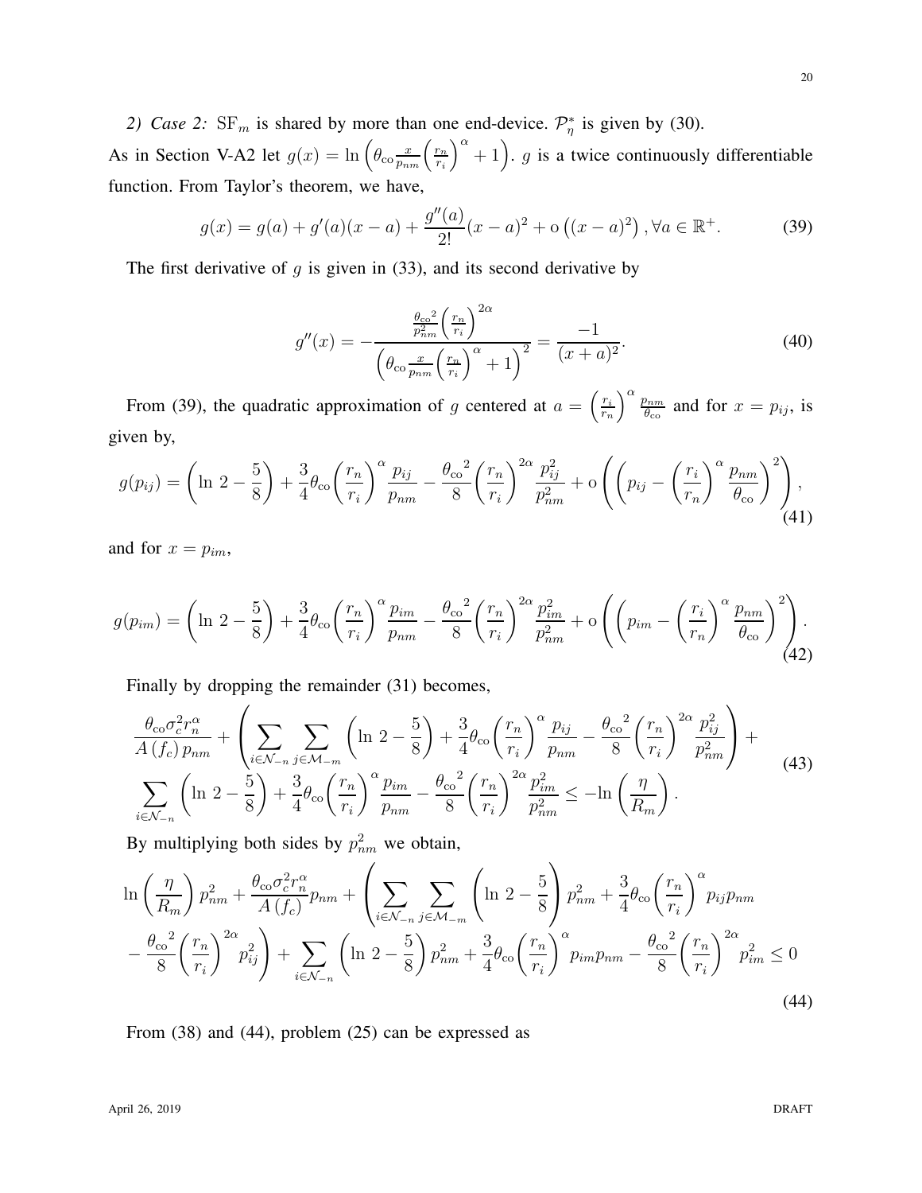*2) Case 2:* $\mathrm{SF}_m$ is shared by more than one end-device. $\mathcal{P}_\eta^*$ is given by (30).

As in Section V-A2 let $g(x) = \ln\left(\theta_{\text{co}}\frac{x}{p_{nm}}\left(\frac{r_n}{r_i}\right)^{\alpha}+1\right)$. $g$ is a twice continuously differentiable function. From Taylor's theorem, we have,

$$g(x) = g(a) + g'(a)(x-a) + \frac{g''(a)}{2!}(x-a)^2 + \mathrm{o}\left((x-a)^2\right), \forall a \in \mathbb{R}^+. \tag{39}$$

The first derivative of $g$ is given in (33), and its second derivative by

$$g''(x) = -\frac{\frac{\theta_{\text{co}}{}^2}{p_{nm}^2}\left(\frac{r_n}{r_i}\right)^{2\alpha}}{\left(\theta_{\text{co}}\frac{x}{p_{nm}}\left(\frac{r_n}{r_i}\right)^{\alpha}+1\right)^2} = \frac{-1}{(x+a)^2}. \tag{40}$$

From (39), the quadratic approximation of $g$ centered at $a = \left(\frac{r_i}{r_n}\right)^{\alpha}\frac{p_{nm}}{\theta_{\text{co}}}$ and for $x = p_{ij}$, is given by,

$$g(p_{ij}) = \left(\ln\,2 - \frac{5}{8}\right) + \frac{3}{4}\theta_{\text{co}}\left(\frac{r_n}{r_i}\right)^{\alpha}\frac{p_{ij}}{p_{nm}} - \frac{\theta_{\text{co}}{}^2}{8}\left(\frac{r_n}{r_i}\right)^{2\alpha}\frac{p_{ij}^2}{p_{nm}^2} + \mathrm{o}\left(\left(p_{ij} - \left(\frac{r_i}{r_n}\right)^{\alpha}\frac{p_{nm}}{\theta_{\text{co}}}\right)^2\right), \tag{41}$$

and for $x = p_{im}$,

$$g(p_{im}) = \left(\ln\,2 - \frac{5}{8}\right) + \frac{3}{4}\theta_{\text{co}}\left(\frac{r_n}{r_i}\right)^{\alpha}\frac{p_{im}}{p_{nm}} - \frac{\theta_{\text{co}}{}^2}{8}\left(\frac{r_n}{r_i}\right)^{2\alpha}\frac{p_{im}^2}{p_{nm}^2} + \mathrm{o}\left(\left(p_{im} - \left(\frac{r_i}{r_n}\right)^{\alpha}\frac{p_{nm}}{\theta_{\text{co}}}\right)^2\right). \tag{42}$$

Finally by dropping the remainder (31) becomes,

$$\begin{aligned}
&\frac{\theta_{\text{co}}\sigma_c^2 r_n^{\alpha}}{A\left(f_c\right)p_{nm}} + \left(\sum_{i\in\mathcal{N}_{-n}}\sum_{j\in\mathcal{M}_{-m}}\left(\ln\,2-\frac{5}{8}\right) + \frac{3}{4}\theta_{\text{co}}\left(\frac{r_n}{r_i}\right)^{\alpha}\frac{p_{ij}}{p_{nm}} - \frac{\theta_{\text{co}}{}^2}{8}\left(\frac{r_n}{r_i}\right)^{2\alpha}\frac{p_{ij}^2}{p_{nm}^2}\right) + \\
&\sum_{i\in\mathcal{N}_{-n}}\left(\ln\,2-\frac{5}{8}\right) + \frac{3}{4}\theta_{\text{co}}\left(\frac{r_n}{r_i}\right)^{\alpha}\frac{p_{im}}{p_{nm}} - \frac{\theta_{\text{co}}{}^2}{8}\left(\frac{r_n}{r_i}\right)^{2\alpha}\frac{p_{im}^2}{p_{nm}^2} \leq -\ln\left(\frac{\eta}{R_m}\right).
\end{aligned} \tag{43}$$

By multiplying both sides by $p_{nm}^2$ we obtain,

$$\begin{aligned}
&\ln\left(\frac{\eta}{R_m}\right)p_{nm}^2 + \frac{\theta_{\text{co}}\sigma_c^2 r_n^{\alpha}}{A\left(f_c\right)}p_{nm} + \left(\sum_{i\in\mathcal{N}_{-n}}\sum_{j\in\mathcal{M}_{-m}}\left(\ln\,2-\frac{5}{8}\right)p_{nm}^2 + \frac{3}{4}\theta_{\text{co}}\left(\frac{r_n}{r_i}\right)^{\alpha}p_{ij}p_{nm}\right. \\
&\left.-\frac{\theta_{\text{co}}{}^2}{8}\left(\frac{r_n}{r_i}\right)^{2\alpha}p_{ij}^2\right) + \sum_{i\in\mathcal{N}_{-n}}\left(\ln\,2-\frac{5}{8}\right)p_{nm}^2 + \frac{3}{4}\theta_{\text{co}}\left(\frac{r_n}{r_i}\right)^{\alpha}p_{im}p_{nm} - \frac{\theta_{\text{co}}{}^2}{8}\left(\frac{r_n}{r_i}\right)^{2\alpha}p_{im}^2 \leq 0
\end{aligned} \tag{44}$$

From (38) and (44), problem (25) can be expressed as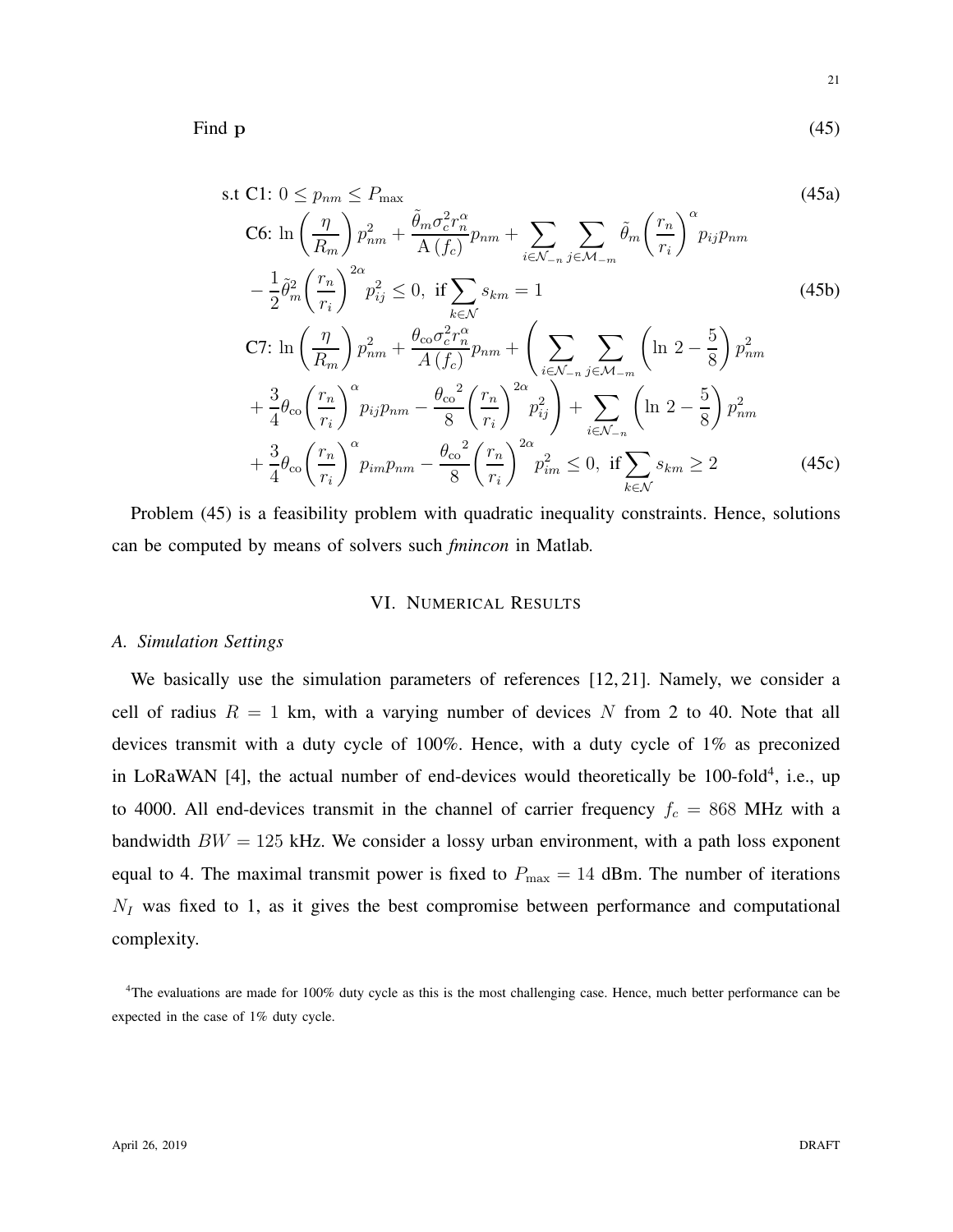$$
\text{Find } \mathbf{p} \tag{45}
$$

$$
\begin{aligned}
\text{s.t C1: } & 0 \leq p_{nm} \leq P_{\max} && \text{(45a)} \\
\text{C6: } & \ln\left(\frac{\eta}{R_m}\right) p_{nm}^2 + \frac{\tilde{\theta}_m \sigma_c^2 r_n^\alpha}{\mathrm{A}\left(f_c\right)} p_{nm} + \sum_{i\in\mathcal{N}_{-n}} \sum_{j\in\mathcal{M}_{-m}} \tilde{\theta}_m \left(\frac{r_n}{r_i}\right)^\alpha p_{ij} p_{nm} \\
& - \frac{1}{2}\tilde{\theta}_m^2 \left(\frac{r_n}{r_i}\right)^{2\alpha} p_{ij}^2 \leq 0, \text{ if} \sum_{k\in\mathcal{N}} s_{km} = 1 && \text{(45b)} \\
\text{C7: } & \ln\left(\frac{\eta}{R_m}\right) p_{nm}^2 + \frac{\theta_{\text{co}} \sigma_c^2 r_n^\alpha}{A\left(f_c\right)} p_{nm} + \left( \sum_{i\in\mathcal{N}_{-n}} \sum_{j\in\mathcal{M}_{-m}} \left(\ln\, 2 - \frac{5}{8}\right) p_{nm}^2 \right. \\
& \left. + \frac{3}{4}\theta_{\text{co}} \left(\frac{r_n}{r_i}\right)^\alpha p_{ij} p_{nm} - \frac{{\theta_{\text{co}}}^2}{8} \left(\frac{r_n}{r_i}\right)^{2\alpha} p_{ij}^2 \right) + \sum_{i\in\mathcal{N}_{-n}} \left(\ln\, 2 - \frac{5}{8}\right) p_{nm}^2 \\
& + \frac{3}{4}\theta_{\text{co}} \left(\frac{r_n}{r_i}\right)^\alpha p_{im} p_{nm} - \frac{{\theta_{\text{co}}}^2}{8} \left(\frac{r_n}{r_i}\right)^{2\alpha} p_{im}^2 \leq 0, \text{ if} \sum_{k\in\mathcal{N}} s_{km} \geq 2 && \text{(45c)}
\end{aligned}
$$

Problem (45) is a feasibility problem with quadratic inequality constraints. Hence, solutions can be computed by means of solvers such *fmincon* in Matlab.

## VI. Numerical Results

### *A. Simulation Settings*

We basically use the simulation parameters of references [12, 21]. Namely, we consider a cell of radius $R = 1$ km, with a varying number of devices $N$ from 2 to 40. Note that all devices transmit with a duty cycle of 100%. Hence, with a duty cycle of 1% as preconized in LoRaWAN [4], the actual number of end-devices would theoretically be 100-fold[4], i.e., up to 4000. All end-devices transmit in the channel of carrier frequency $f_c = 868$ MHz with a bandwidth $BW = 125$ kHz. We consider a lossy urban environment, with a path loss exponent equal to 4. The maximal transmit power is fixed to $P_{\max} = 14$ dBm. The number of iterations $N_I$ was fixed to 1, as it gives the best compromise between performance and computational complexity.

[4]The evaluations are made for 100% duty cycle as this is the most challenging case. Hence, much better performance can be expected in the case of 1% duty cycle.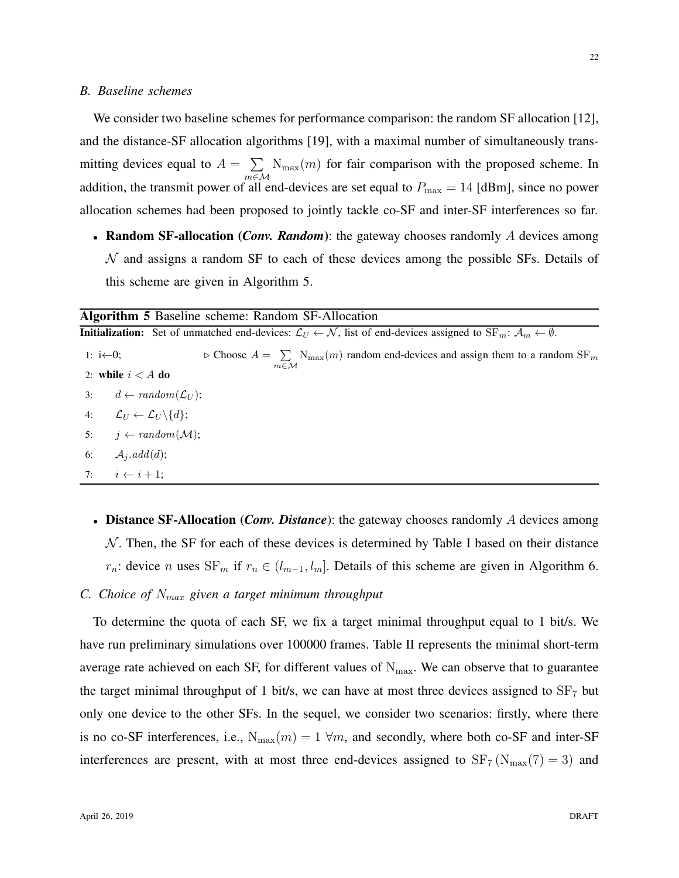### B. Baseline schemes

We consider two baseline schemes for performance comparison: the random SF allocation [12], and the distance-SF allocation algorithms [19], with a maximal number of simultaneously transmitting devices equal to $A = \sum_{m \in \mathcal{M}} \mathrm{N}_{\max}(m)$ for fair comparison with the proposed scheme. In addition, the transmit power of all end-devices are set equal to $P_{\max} = 14$ [dBm], since no power allocation schemes had been proposed to jointly tackle co-SF and inter-SF interferences so far.

- **Random SF-allocation (*Conv. Random*)**: the gateway chooses randomly $A$ devices among $\mathcal{N}$ and assigns a random SF to each of these devices among the possible SFs. Details of this scheme are given in Algorithm 5.

**Algorithm 5** Baseline scheme: Random SF-Allocation

**Initialization:** Set of unmatched end-devices: $\mathcal{L}_U \leftarrow \mathcal{N}$, list of end-devices assigned to $\mathrm{SF}_m$: $\mathcal{A}_m \leftarrow \emptyset$.

```
1: i←0;        ▷ Choose A = Σ_{m∈M} N_max(m) random end-devices and assign them to a random SF_m
2: while i < A do
3:     d ← random(L_U);
4:     L_U ← L_U \ {d};
5:     j ← random(M);
6:     A_j.add(d);
7:     i ← i + 1;
```

- **Distance SF-Allocation (*Conv. Distance*)**: the gateway chooses randomly $A$ devices among $\mathcal{N}$. Then, the SF for each of these devices is determined by Table I based on their distance $r_n$: device $n$ uses $\mathrm{SF}_m$ if $r_n \in (l_{m-1}, l_m]$. Details of this scheme are given in Algorithm 6.

### C. Choice of $N_{max}$ given a target minimum throughput

To determine the quota of each SF, we fix a target minimal throughput equal to 1 bit/s. We have run preliminary simulations over 100000 frames. Table II represents the minimal short-term average rate achieved on each SF, for different values of $\mathrm{N}_{\max}$. We can observe that to guarantee the target minimal throughput of 1 bit/s, we can have at most three devices assigned to $\mathrm{SF}_7$ but only one device to the other SFs. In the sequel, we consider two scenarios: firstly, where there is no co-SF interferences, i.e., $\mathrm{N}_{\max}(m) = 1 \ \forall m$, and secondly, where both co-SF and inter-SF interferences are present, with at most three end-devices assigned to $\mathrm{SF}_7 \, (\mathrm{N}_{\max}(7) = 3)$ and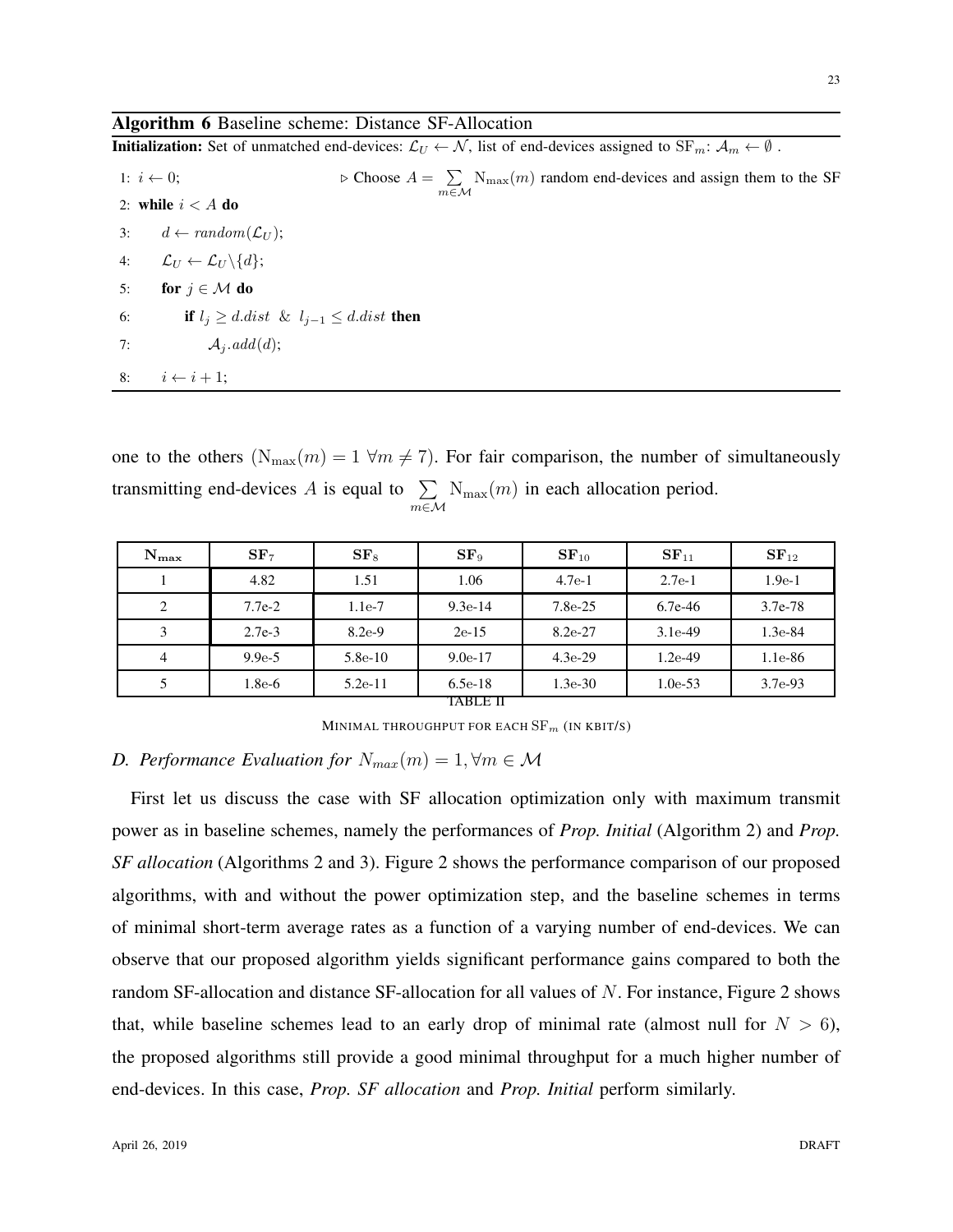**Algorithm 6** Baseline scheme: Distance SF-Allocation

**Initialization:** Set of unmatched end-devices: $\mathcal{L}_U \leftarrow \mathcal{N}$, list of end-devices assigned to $\mathrm{SF}_m$: $\mathcal{A}_m \leftarrow \emptyset$ .

```
1: i ← 0;                    ▷ Choose A = Σ_{m∈M} N_max(m) random end-devices and assign them to the SF
2: while i < A do
3:     d ← random(L_U);
4:     L_U ← L_U \ {d};
5:     for j ∈ M do
6:         if l_j ≥ d.dist & l_{j−1} ≤ d.dist then
7:             A_j.add(d);
8:     i ← i + 1;
```

one to the others ($\mathrm{N}_{\max}(m) = 1 \ \forall m \neq 7$). For fair comparison, the number of simultaneously transmitting end-devices $A$ is equal to $\sum_{m \in \mathcal{M}} \mathrm{N}_{\max}(m)$ in each allocation period.

| $\mathbf{N_{max}}$ | $\mathbf{SF}_7$ | $\mathbf{SF}_8$ | $\mathbf{SF}_9$ | $\mathbf{SF}_{10}$ | $\mathbf{SF}_{11}$ | $\mathbf{SF}_{12}$ |
|---|---|---|---|---|---|---|
| 1 | 4.82 | 1.51 | 1.06 | 4.7e-1 | 2.7e-1 | 1.9e-1 |
| 2 | 7.7e-2 | 1.1e-7 | 9.3e-14 | 7.8e-25 | 6.7e-46 | 3.7e-78 |
| 3 | 2.7e-3 | 8.2e-9 | 2e-15 | 8.2e-27 | 3.1e-49 | 1.3e-84 |
| 4 | 9.9e-5 | 5.8e-10 | 9.0e-17 | 4.3e-29 | 1.2e-49 | 1.1e-86 |
| 5 | 1.8e-6 | 5.2e-11 | 6.5e-18 | 1.3e-30 | 1.0e-53 | 3.7e-93 |

TABLE II

MINIMAL THROUGHPUT FOR EACH $\mathrm{SF}_m$ (IN KBIT/S)

### *D. Performance Evaluation for $N_{max}(m) = 1, \forall m \in \mathcal{M}$*

First let us discuss the case with SF allocation optimization only with maximum transmit power as in baseline schemes, namely the performances of *Prop. Initial* (Algorithm 2) and *Prop. SF allocation* (Algorithms 2 and 3). Figure 2 shows the performance comparison of our proposed algorithms, with and without the power optimization step, and the baseline schemes in terms of minimal short-term average rates as a function of a varying number of end-devices. We can observe that our proposed algorithm yields significant performance gains compared to both the random SF-allocation and distance SF-allocation for all values of $N$. For instance, Figure 2 shows that, while baseline schemes lead to an early drop of minimal rate (almost null for $N > 6$), the proposed algorithms still provide a good minimal throughput for a much higher number of end-devices. In this case, *Prop. SF allocation* and *Prop. Initial* perform similarly.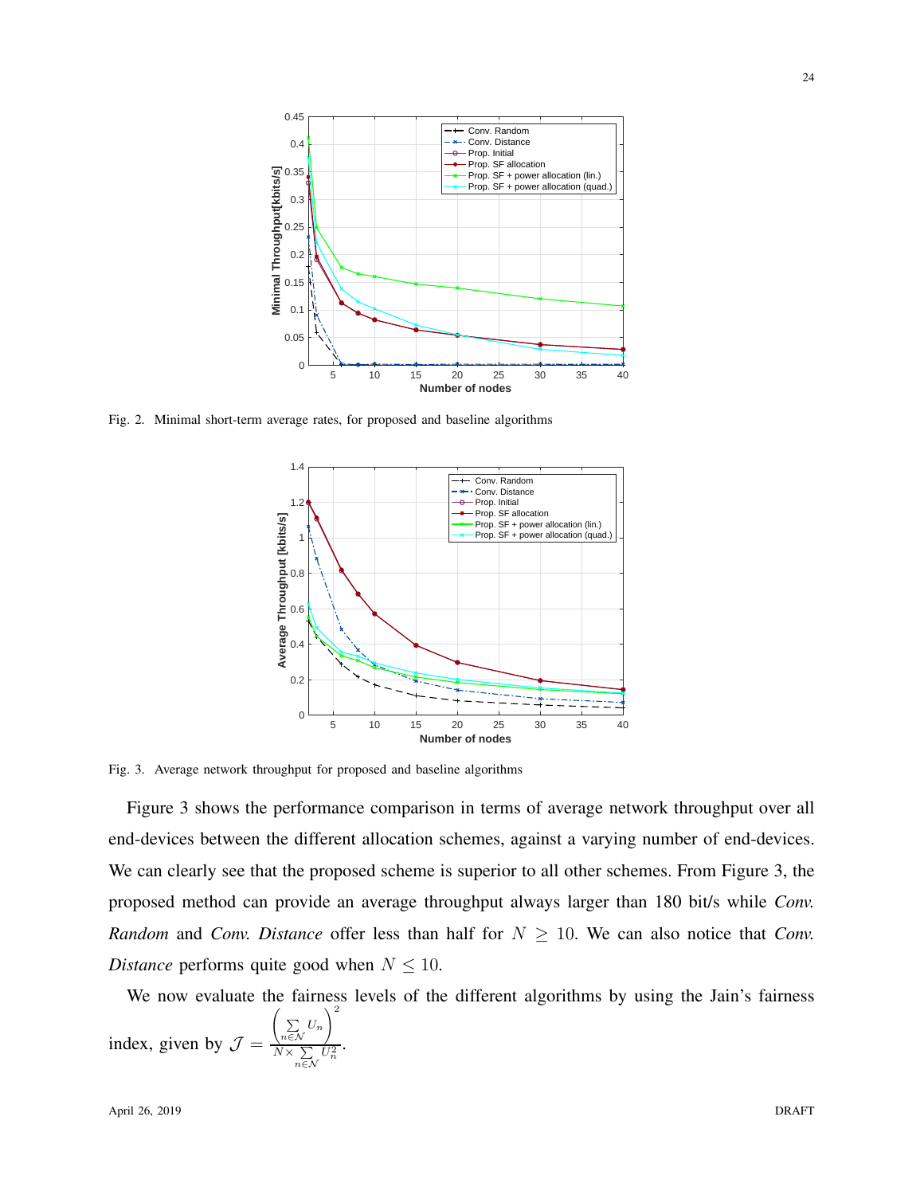Fig. 2. Minimal short-term average rates, for proposed and baseline algorithms

Fig. 3. Average network throughput for proposed and baseline algorithms

Figure 3 shows the performance comparison in terms of average network throughput over all end-devices between the different allocation schemes, against a varying number of end-devices. We can clearly see that the proposed scheme is superior to all other schemes. From Figure 3, the proposed method can provide an average throughput always larger than 180 bit/s while *Conv. Random* and *Conv. Distance* offer less than half for $N \geq 10$. We can also notice that *Conv. Distance* performs quite good when $N \leq 10$.

We now evaluate the fairness levels of the different algorithms by using the Jain's fairness index, given by $\mathcal{J} = \frac{\left(\sum_{n \in \mathcal{N}} U_n\right)^2}{N \times \sum_{n \in \mathcal{N}} U_n^2}$.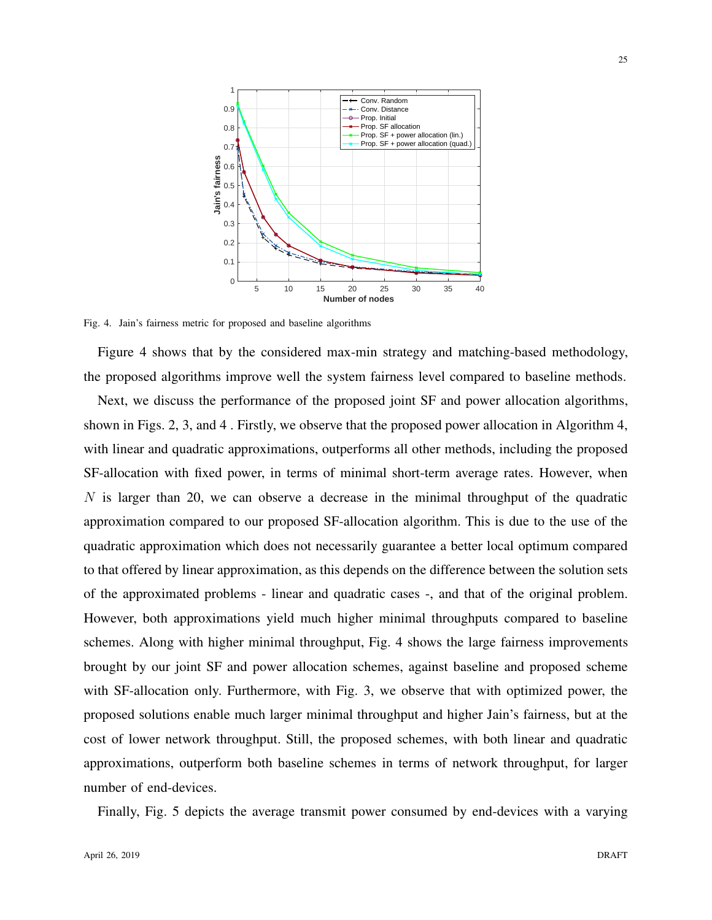Fig. 4. Jain's fairness metric for proposed and baseline algorithms

Figure 4 shows that by the considered max-min strategy and matching-based methodology, the proposed algorithms improve well the system fairness level compared to baseline methods.

Next, we discuss the performance of the proposed joint SF and power allocation algorithms, shown in Figs. 2, 3, and 4 . Firstly, we observe that the proposed power allocation in Algorithm 4, with linear and quadratic approximations, outperforms all other methods, including the proposed SF-allocation with fixed power, in terms of minimal short-term average rates. However, when $N$ is larger than 20, we can observe a decrease in the minimal throughput of the quadratic approximation compared to our proposed SF-allocation algorithm. This is due to the use of the quadratic approximation which does not necessarily guarantee a better local optimum compared to that offered by linear approximation, as this depends on the difference between the solution sets of the approximated problems - linear and quadratic cases -, and that of the original problem. However, both approximations yield much higher minimal throughputs compared to baseline schemes. Along with higher minimal throughput, Fig. 4 shows the large fairness improvements brought by our joint SF and power allocation schemes, against baseline and proposed scheme with SF-allocation only. Furthermore, with Fig. 3, we observe that with optimized power, the proposed solutions enable much larger minimal throughput and higher Jain's fairness, but at the cost of lower network throughput. Still, the proposed schemes, with both linear and quadratic approximations, outperform both baseline schemes in terms of network throughput, for larger number of end-devices.

Finally, Fig. 5 depicts the average transmit power consumed by end-devices with a varying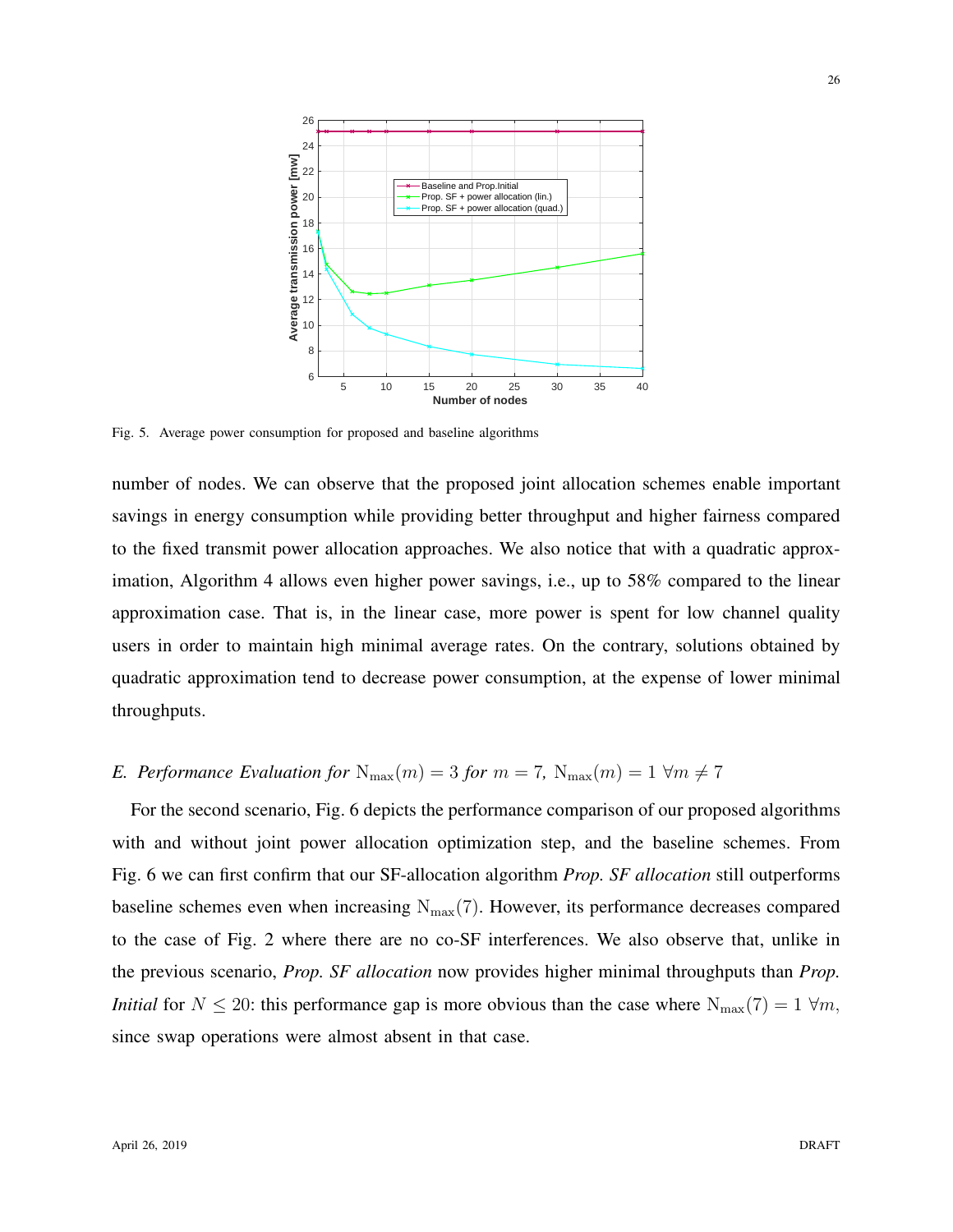Fig. 5. Average power consumption for proposed and baseline algorithms

number of nodes. We can observe that the proposed joint allocation schemes enable important savings in energy consumption while providing better throughput and higher fairness compared to the fixed transmit power allocation approaches. We also notice that with a quadratic approximation, Algorithm 4 allows even higher power savings, i.e., up to 58% compared to the linear approximation case. That is, in the linear case, more power is spent for low channel quality users in order to maintain high minimal average rates. On the contrary, solutions obtained by quadratic approximation tend to decrease power consumption, at the expense of lower minimal throughputs.

### *E. Performance Evaluation for* $\mathrm{N}_{\max}(m) = 3$ *for* $m = 7$*,* $\mathrm{N}_{\max}(m) = 1\ \forall m \neq 7$

For the second scenario, Fig. 6 depicts the performance comparison of our proposed algorithms with and without joint power allocation optimization step, and the baseline schemes. From Fig. 6 we can first confirm that our SF-allocation algorithm *Prop. SF allocation* still outperforms baseline schemes even when increasing $\mathrm{N}_{\max}(7)$. However, its performance decreases compared to the case of Fig. 2 where there are no co-SF interferences. We also observe that, unlike in the previous scenario, *Prop. SF allocation* now provides higher minimal throughputs than *Prop. Initial* for $N \leq 20$: this performance gap is more obvious than the case where $\mathrm{N}_{\max}(7) = 1\ \forall m$, since swap operations were almost absent in that case.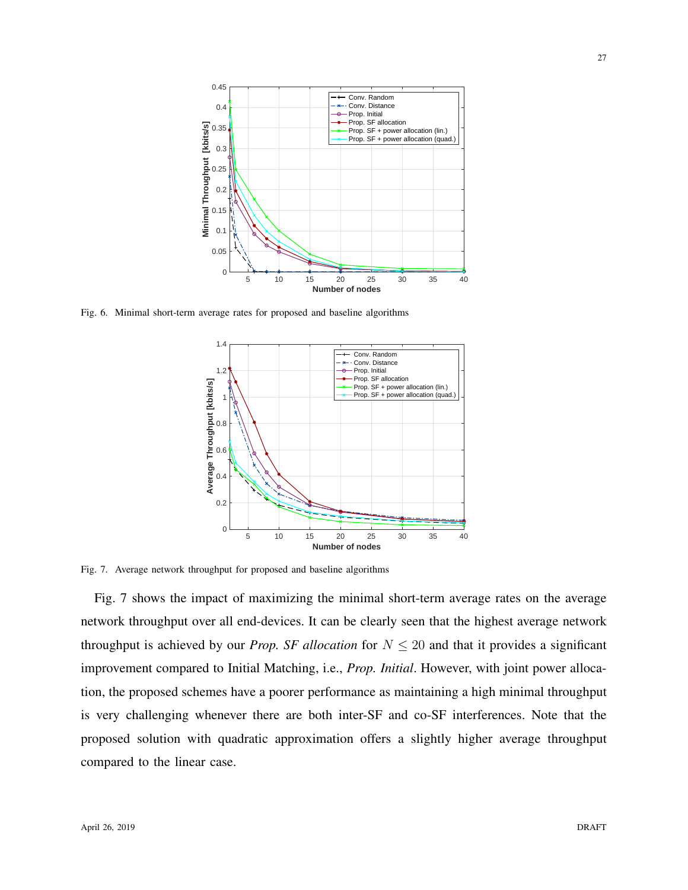Fig. 6. Minimal short-term average rates for proposed and baseline algorithms

Fig. 7. Average network throughput for proposed and baseline algorithms

Fig. 7 shows the impact of maximizing the minimal short-term average rates on the average network throughput over all end-devices. It can be clearly seen that the highest average network throughput is achieved by our *Prop. SF allocation* for $N \leq 20$ and that it provides a significant improvement compared to Initial Matching, i.e., *Prop. Initial*. However, with joint power allocation, the proposed schemes have a poorer performance as maintaining a high minimal throughput is very challenging whenever there are both inter-SF and co-SF interferences. Note that the proposed solution with quadratic approximation offers a slightly higher average throughput compared to the linear case.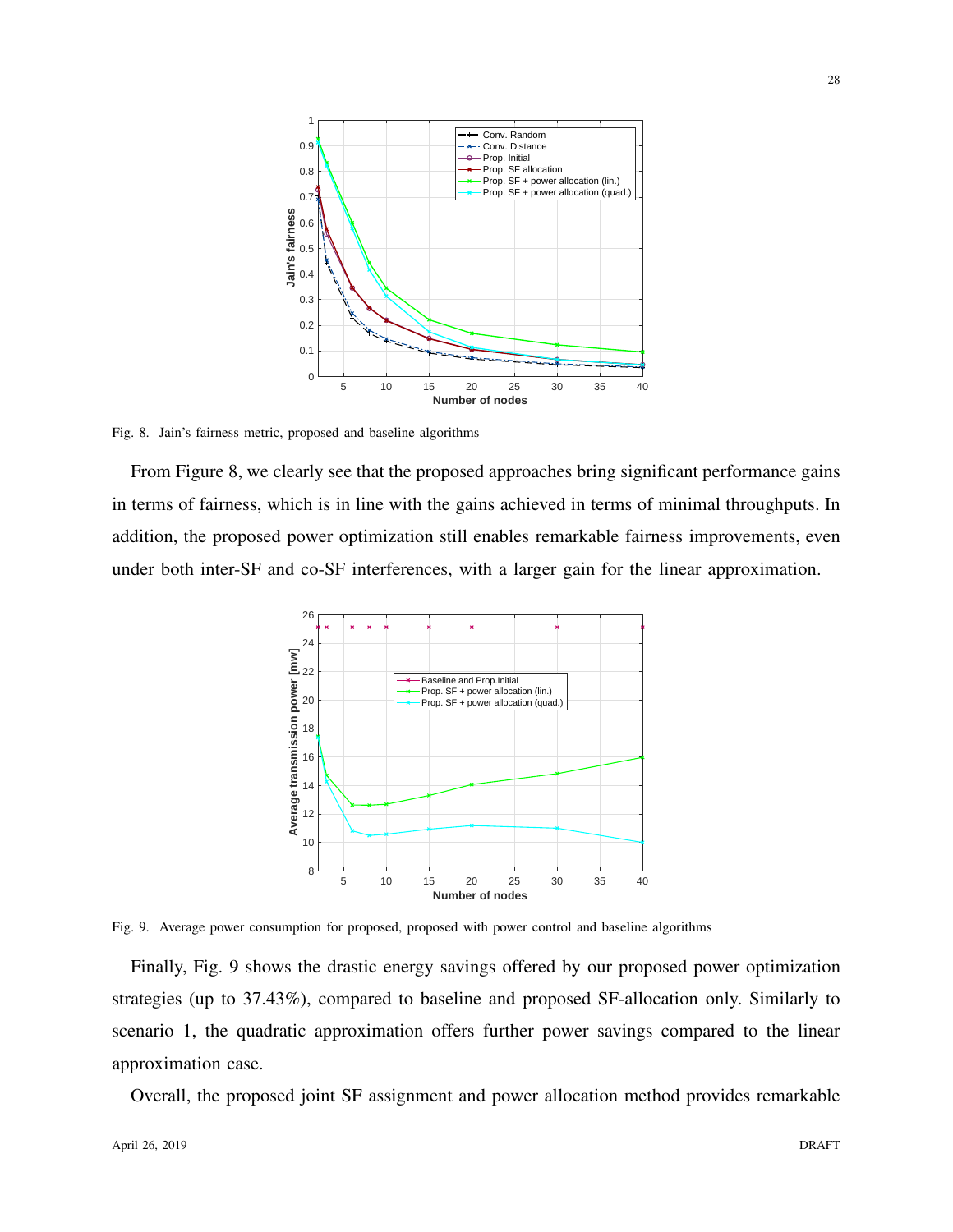Fig. 8. Jain's fairness metric, proposed and baseline algorithms

From Figure 8, we clearly see that the proposed approaches bring significant performance gains in terms of fairness, which is in line with the gains achieved in terms of minimal throughputs. In addition, the proposed power optimization still enables remarkable fairness improvements, even under both inter-SF and co-SF interferences, with a larger gain for the linear approximation.

Fig. 9. Average power consumption for proposed, proposed with power control and baseline algorithms

Finally, Fig. 9 shows the drastic energy savings offered by our proposed power optimization strategies (up to 37.43%), compared to baseline and proposed SF-allocation only. Similarly to scenario 1, the quadratic approximation offers further power savings compared to the linear approximation case.

Overall, the proposed joint SF assignment and power allocation method provides remarkable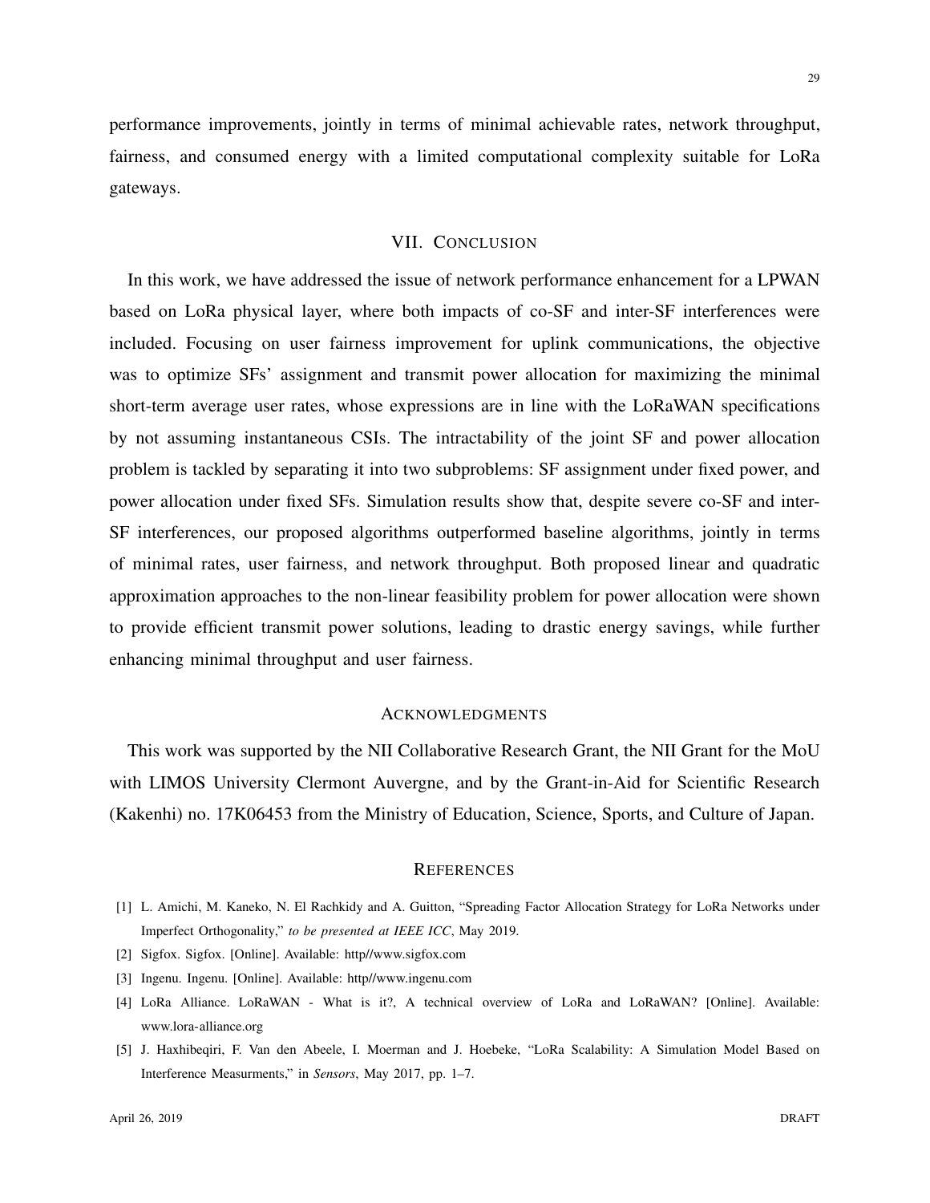performance improvements, jointly in terms of minimal achievable rates, network throughput, fairness, and consumed energy with a limited computational complexity suitable for LoRa gateways.

## VII. Conclusion

In this work, we have addressed the issue of network performance enhancement for a LPWAN based on LoRa physical layer, where both impacts of co-SF and inter-SF interferences were included. Focusing on user fairness improvement for uplink communications, the objective was to optimize SFs' assignment and transmit power allocation for maximizing the minimal short-term average user rates, whose expressions are in line with the LoRaWAN specifications by not assuming instantaneous CSIs. The intractability of the joint SF and power allocation problem is tackled by separating it into two subproblems: SF assignment under fixed power, and power allocation under fixed SFs. Simulation results show that, despite severe co-SF and inter-SF interferences, our proposed algorithms outperformed baseline algorithms, jointly in terms of minimal rates, user fairness, and network throughput. Both proposed linear and quadratic approximation approaches to the non-linear feasibility problem for power allocation were shown to provide efficient transmit power solutions, leading to drastic energy savings, while further enhancing minimal throughput and user fairness.

## Acknowledgments

This work was supported by the NII Collaborative Research Grant, the NII Grant for the MoU with LIMOS University Clermont Auvergne, and by the Grant-in-Aid for Scientific Research (Kakenhi) no. 17K06453 from the Ministry of Education, Science, Sports, and Culture of Japan.

## References

[1] L. Amichi, M. Kaneko, N. El Rachkidy and A. Guitton, "Spreading Factor Allocation Strategy for LoRa Networks under Imperfect Orthogonality," *to be presented at IEEE ICC*, May 2019.

[2] Sigfox. Sigfox. [Online]. Available: http//www.sigfox.com

[3] Ingenu. Ingenu. [Online]. Available: http//www.ingenu.com

[4] LoRa Alliance. LoRaWAN - What is it?, A technical overview of LoRa and LoRaWAN? [Online]. Available: www.lora-alliance.org

[5] J. Haxhibeqiri, F. Van den Abeele, I. Moerman and J. Hoebeke, "LoRa Scalability: A Simulation Model Based on Interference Measurments," in *Sensors*, May 2017, pp. 1–7.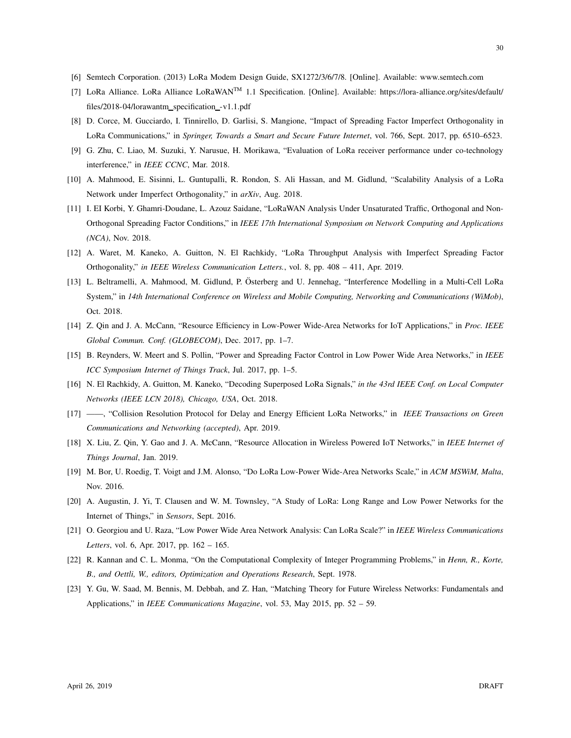[6] Semtech Corporation. (2013) LoRa Modem Design Guide, SX1272/3/6/7/8. [Online]. Available: www.semtech.com

[7] LoRa Alliance. LoRa Alliance LoRaWAN™ 1.1 Specification. [Online]. Available: https://lora-alliance.org/sites/default/files/2018-04/lorawantm_specification_-v1.1.pdf

[8] D. Corce, M. Gucciardo, I. Tinnirello, D. Garlisi, S. Mangione, "Impact of Spreading Factor Imperfect Orthogonality in LoRa Communications," in *Springer, Towards a Smart and Secure Future Internet*, vol. 766, Sept. 2017, pp. 6510–6523.

[9] G. Zhu, C. Liao, M. Suzuki, Y. Narusue, H. Morikawa, "Evaluation of LoRa receiver performance under co-technology interference," in *IEEE CCNC*, Mar. 2018.

[10] A. Mahmood, E. Sisinni, L. Guntupalli, R. Rondon, S. Ali Hassan, and M. Gidlund, "Scalability Analysis of a LoRa Network under Imperfect Orthogonality," in *arXiv*, Aug. 2018.

[11] I. EI Korbi, Y. Ghamri-Doudane, L. Azouz Saidane, "LoRaWAN Analysis Under Unsaturated Traffic, Orthogonal and Non-Orthogonal Spreading Factor Conditions," in *IEEE 17th International Symposium on Network Computing and Applications (NCA)*, Nov. 2018.

[12] A. Waret, M. Kaneko, A. Guitton, N. El Rachkidy, "LoRa Throughput Analysis with Imperfect Spreading Factor Orthogonality," *in IEEE Wireless Communication Letters.*, vol. 8, pp. 408 – 411, Apr. 2019.

[13] L. Beltramelli, A. Mahmood, M. Gidlund, P. Österberg and U. Jennehag, "Interference Modelling in a Multi-Cell LoRa System," in *14th International Conference on Wireless and Mobile Computing, Networking and Communications (WiMob)*, Oct. 2018.

[14] Z. Qin and J. A. McCann, "Resource Efficiency in Low-Power Wide-Area Networks for IoT Applications," in *Proc. IEEE Global Commun. Conf. (GLOBECOM)*, Dec. 2017, pp. 1–7.

[15] B. Reynders, W. Meert and S. Pollin, "Power and Spreading Factor Control in Low Power Wide Area Networks," in *IEEE ICC Symposium Internet of Things Track*, Jul. 2017, pp. 1–5.

[16] N. El Rachkidy, A. Guitton, M. Kaneko, "Decoding Superposed LoRa Signals," *in the 43rd IEEE Conf. on Local Computer Networks (IEEE LCN 2018), Chicago, USA*, Oct. 2018.

[17] ——, "Collision Resolution Protocol for Delay and Energy Efficient LoRa Networks," in *IEEE Transactions on Green Communications and Networking (accepted)*, Apr. 2019.

[18] X. Liu, Z. Qin, Y. Gao and J. A. McCann, "Resource Allocation in Wireless Powered IoT Networks," in *IEEE Internet of Things Journal*, Jan. 2019.

[19] M. Bor, U. Roedig, T. Voigt and J.M. Alonso, "Do LoRa Low-Power Wide-Area Networks Scale," in *ACM MSWiM, Malta*, Nov. 2016.

[20] A. Augustin, J. Yi, T. Clausen and W. M. Townsley, "A Study of LoRa: Long Range and Low Power Networks for the Internet of Things," in *Sensors*, Sept. 2016.

[21] O. Georgiou and U. Raza, "Low Power Wide Area Network Analysis: Can LoRa Scale?" in *IEEE Wireless Communications Letters*, vol. 6, Apr. 2017, pp. 162 – 165.

[22] R. Kannan and C. L. Monma, "On the Computational Complexity of Integer Programming Problems," in *Henn, R., Korte, B., and Oettli, W., editors, Optimization and Operations Research*, Sept. 1978.

[23] Y. Gu, W. Saad, M. Bennis, M. Debbah, and Z. Han, "Matching Theory for Future Wireless Networks: Fundamentals and Applications," in *IEEE Communications Magazine*, vol. 53, May 2015, pp. 52 – 59.